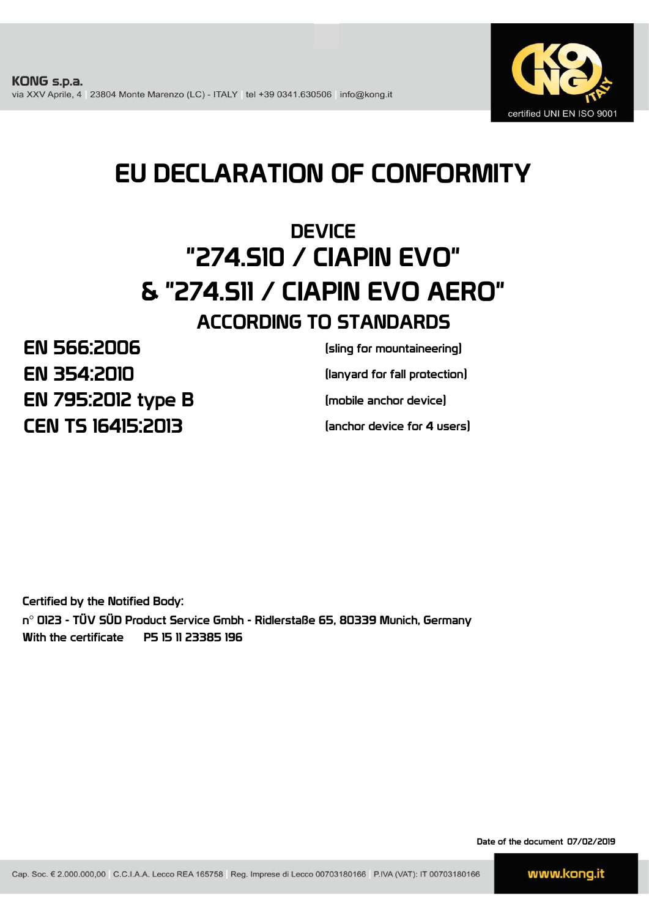**KONG s.p.a.**
via XXV Aprile, 4 | 23804 Monte Marenzo (LC) - ITALY | tel +39 0341.630506 | info@kong.it

certified UNI EN ISO 9001

# EU DECLARATION OF CONFORMITY

## DEVICE
## "274.S10 / CIAPIN EVO"
## & "274.S11 / CIAPIN EVO AERO"
### ACCORDING TO STANDARDS

| | |
|---|---|
| **EN 566:2006** | (sling for mountaineering) |
| **EN 354:2010** | (lanyard for fall protection) |
| **EN 795:2012 type B** | (mobile anchor device) |
| **CEN TS 16415:2013** | (anchor device for 4 users) |

Certified by the Notified Body:
n° 0123 - TÜV SÜD Product Service Gmbh - Ridlerstaße 65, 80339 Munich, Germany
With the certificate P5 15 11 23385 196

Date of the document 07/02/2019

Cap. Soc. € 2.000.000,00 | C.C.I.A.A. Lecco REA 165758 | Reg. Imprese di Lecco 00703180166 | P.IVA (VAT): IT 00703180166

www.kong.it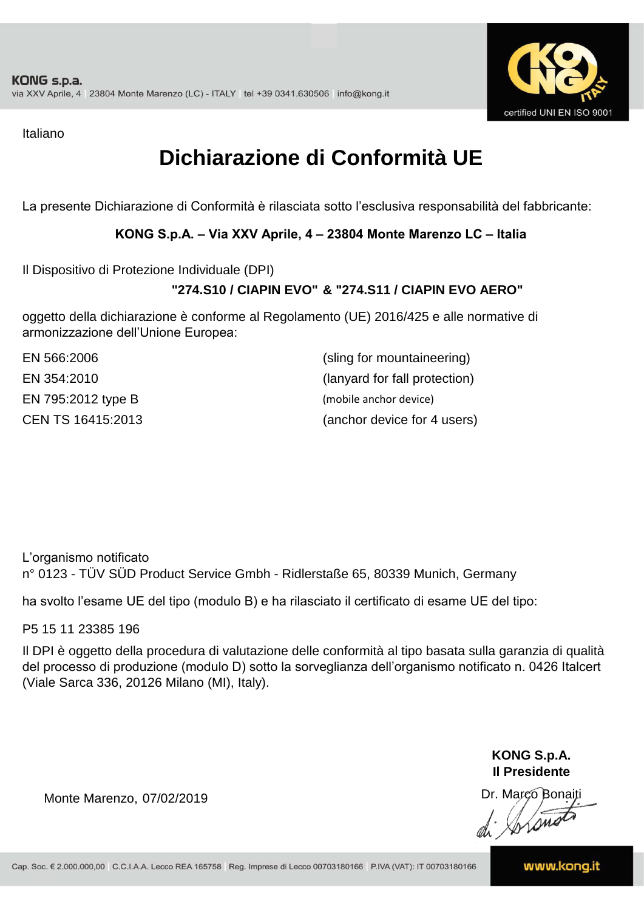Italiano

# Dichiarazione di Conformità UE

La presente Dichiarazione di Conformità è rilasciata sotto l'esclusiva responsabilità del fabbricante:

**KONG S.p.A. – Via XXV Aprile, 4 – 23804 Monte Marenzo LC – Italia**

Il Dispositivo di Protezione Individuale (DPI)

**"274.S10 / CIAPIN EVO" & "274.S11 / CIAPIN EVO AERO"**

oggetto della dichiarazione è conforme al Regolamento (UE) 2016/425 e alle normative di armonizzazione dell'Unione Europea:

| | |
|---|---|
| EN 566:2006 | (sling for mountaineering) |
| EN 354:2010 | (lanyard for fall protection) |
| EN 795:2012 type B | (mobile anchor device) |
| CEN TS 16415:2013 | (anchor device for 4 users) |

L'organismo notificato
n° 0123 - TÜV SÜD Product Service Gmbh - Ridlerstaße 65, 80339 Munich, Germany

ha svolto l'esame UE del tipo (modulo B) e ha rilasciato il certificato di esame UE del tipo:

P5 15 11 23385 196

Il DPI è oggetto della procedura di valutazione delle conformità al tipo basata sulla garanzia di qualità del processo di produzione (modulo D) sotto la sorveglianza dell'organismo notificato n. 0426 Italcert (Viale Sarca 336, 20126 Milano (MI), Italy).

Monte Marenzo, 07/02/2019

**KONG S.p.A.**
**Il Presidente**
Dr. Marco Bonaiti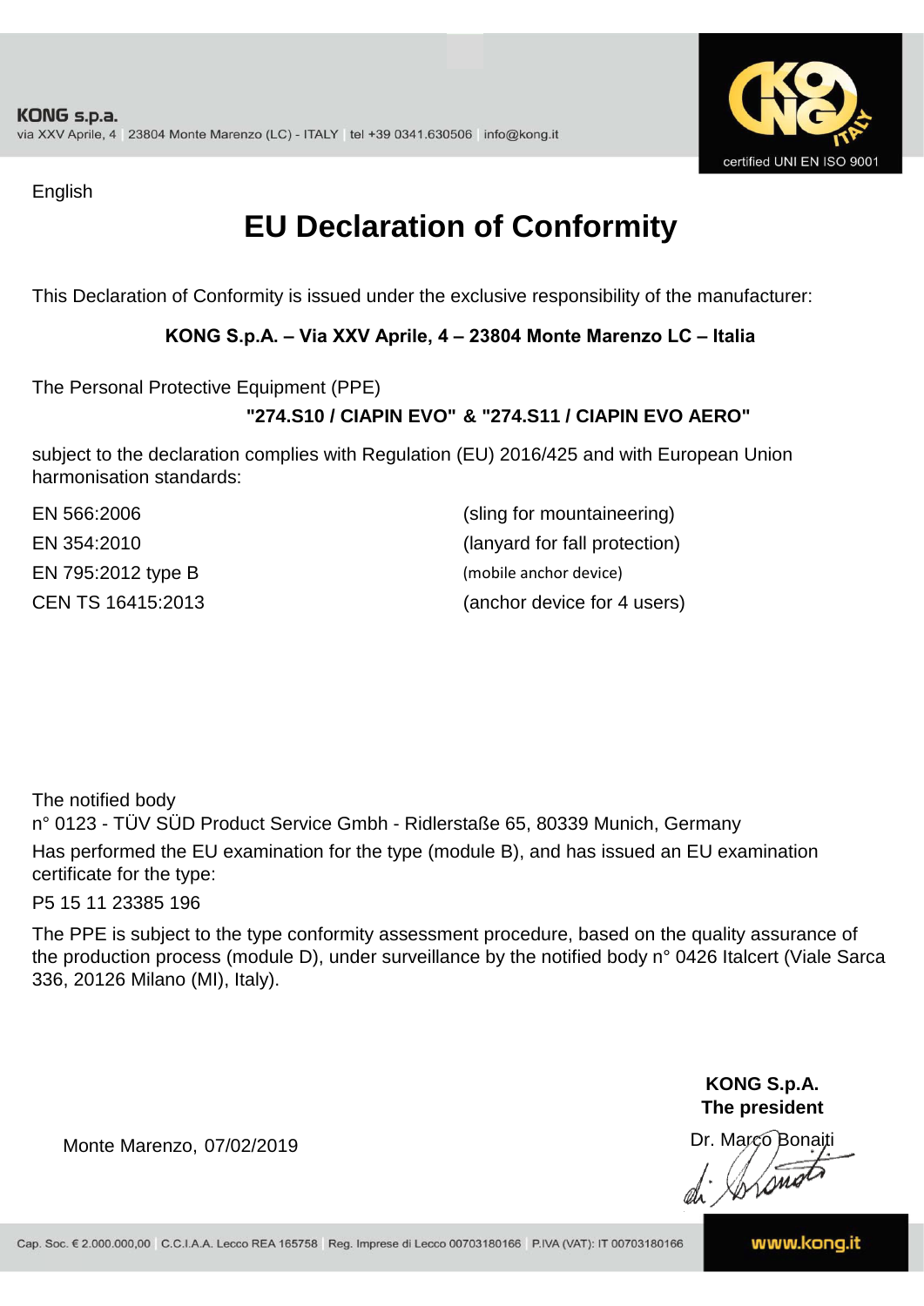**KONG s.p.a.**
via XXV Aprile, 4 | 23804 Monte Marenzo (LC) - ITALY | tel +39 0341.630506 | info@kong.it

certified UNI EN ISO 9001

English

# EU Declaration of Conformity

This Declaration of Conformity is issued under the exclusive responsibility of the manufacturer:

**KONG S.p.A. – Via XXV Aprile, 4 – 23804 Monte Marenzo LC – Italia**

The Personal Protective Equipment (PPE)

**"274.S10 / CIAPIN EVO" & "274.S11 / CIAPIN EVO AERO"**

subject to the declaration complies with Regulation (EU) 2016/425 and with European Union harmonisation standards:

| | |
|---|---|
| EN 566:2006 | (sling for mountaineering) |
| EN 354:2010 | (lanyard for fall protection) |
| EN 795:2012 type B | (mobile anchor device) |
| CEN TS 16415:2013 | (anchor device for 4 users) |

The notified body
n° 0123 - TÜV SÜD Product Service Gmbh - Ridlerstaße 65, 80339 Munich, Germany
Has performed the EU examination for the type (module B), and has issued an EU examination certificate for the type:
P5 15 11 23385 196

The PPE is subject to the type conformity assessment procedure, based on the quality assurance of the production process (module D), under surveillance by the notified body n° 0426 Italcert (Viale Sarca 336, 20126 Milano (MI), Italy).

Monte Marenzo, 07/02/2019

**KONG S.p.A.**
**The president**
Dr. Marco Bonaiti

Cap. Soc. € 2.000.000,00 | C.C.I.A.A. Lecco REA 165758 | Reg. Imprese di Lecco 00703180166 | P.IVA (VAT): IT 00703180166

www.kong.it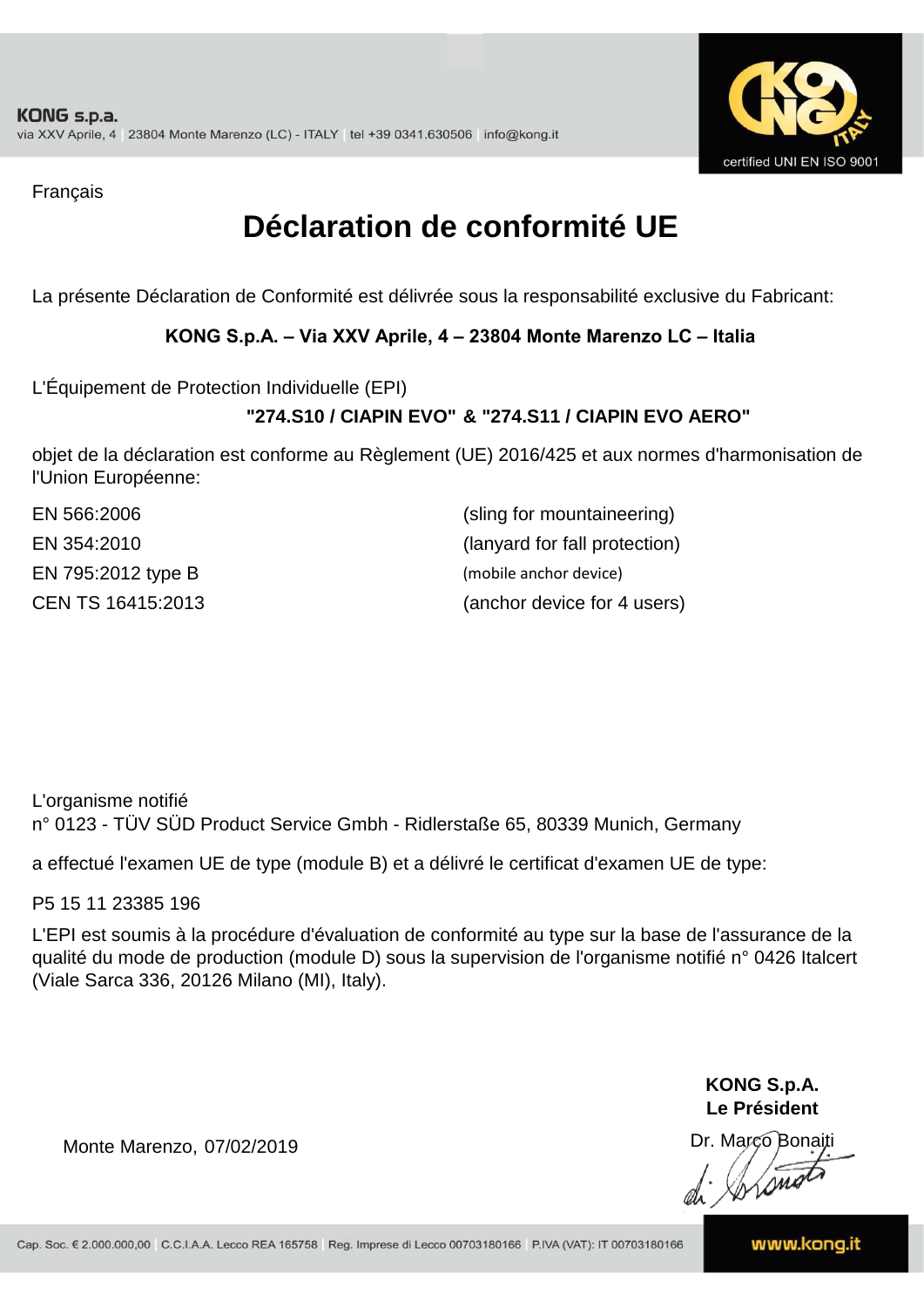Français

# Déclaration de conformité UE

La présente Déclaration de Conformité est délivrée sous la responsabilité exclusive du Fabricant:

**KONG S.p.A. – Via XXV Aprile, 4 – 23804 Monte Marenzo LC – Italia**

L'Équipement de Protection Individuelle (EPI)

**"274.S10 / CIAPIN EVO" & "274.S11 / CIAPIN EVO AERO"**

objet de la déclaration est conforme au Règlement (UE) 2016/425 et aux normes d'harmonisation de l'Union Européenne:

| | |
|---|---|
| EN 566:2006 | (sling for mountaineering) |
| EN 354:2010 | (lanyard for fall protection) |
| EN 795:2012 type B | (mobile anchor device) |
| CEN TS 16415:2013 | (anchor device for 4 users) |

L'organisme notifié
n° 0123 - TÜV SÜD Product Service Gmbh - Ridlerstaße 65, 80339 Munich, Germany

a effectué l'examen UE de type (module B) et a délivré le certificat d'examen UE de type:

P5 15 11 23385 196

L'EPI est soumis à la procédure d'évaluation de conformité au type sur la base de l'assurance de la qualité du mode de production (module D) sous la supervision de l'organisme notifié n° 0426 Italcert (Viale Sarca 336, 20126 Milano (MI), Italy).

**KONG S.p.A.**
**Le Président**

Monte Marenzo, 07/02/2019

Dr. Marco Bonaiti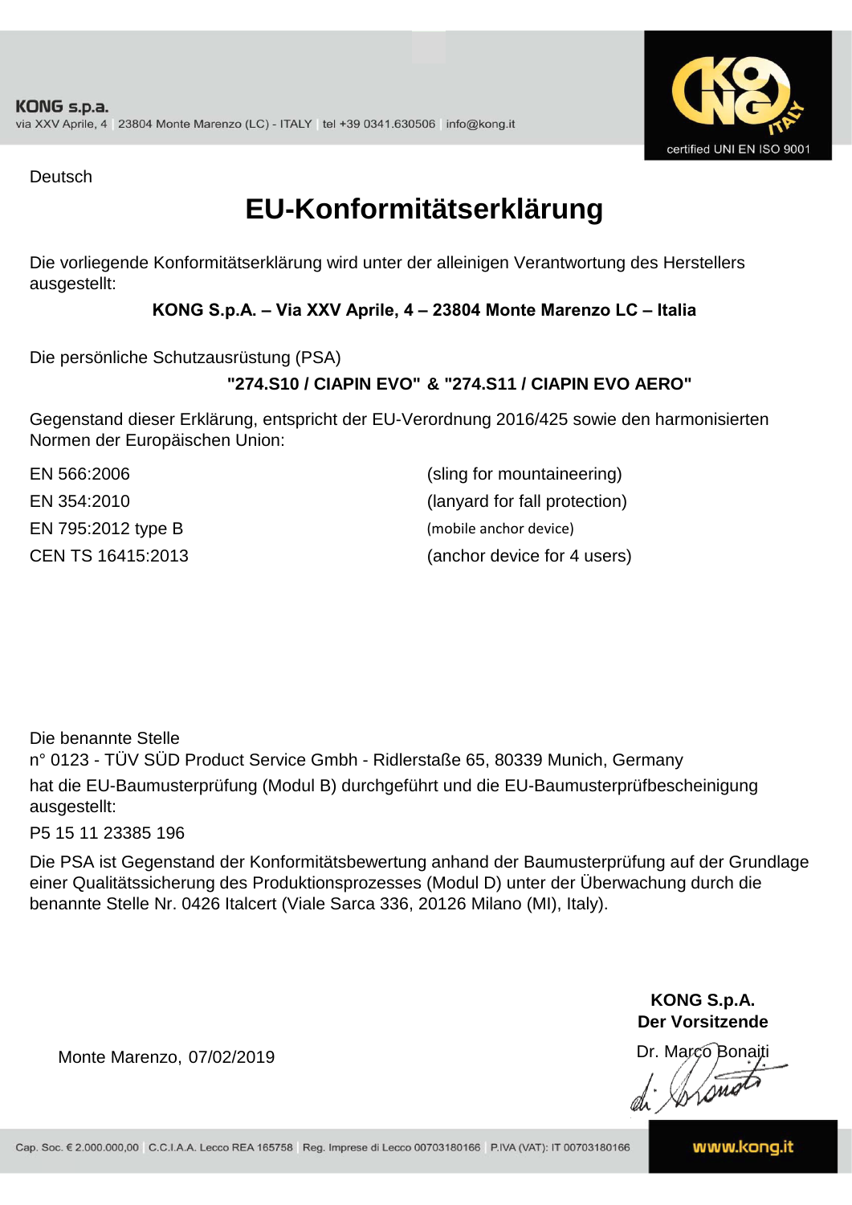KONG s.p.a.
via XXV Aprile, 4 | 23804 Monte Marenzo (LC) - ITALY | tel +39 0341.630506 | info@kong.it

certified UNI EN ISO 9001

Deutsch

# EU-Konformitätserklärung

Die vorliegende Konformitätserklärung wird unter der alleinigen Verantwortung des Herstellers ausgestellt:

**KONG S.p.A. – Via XXV Aprile, 4 – 23804 Monte Marenzo LC – Italia**

Die persönliche Schutzausrüstung (PSA)

**"274.S10 / CIAPIN EVO" & "274.S11 / CIAPIN EVO AERO"**

Gegenstand dieser Erklärung, entspricht der EU-Verordnung 2016/425 sowie den harmonisierten Normen der Europäischen Union:

| | |
|---|---|
| EN 566:2006 | (sling for mountaineering) |
| EN 354:2010 | (lanyard for fall protection) |
| EN 795:2012 type B | (mobile anchor device) |
| CEN TS 16415:2013 | (anchor device for 4 users) |

Die benannte Stelle
n° 0123 - TÜV SÜD Product Service Gmbh - Ridlerstaße 65, 80339 Munich, Germany
hat die EU-Baumusterprüfung (Modul B) durchgeführt und die EU-Baumusterprüfbescheinigung ausgestellt:

P5 15 11 23385 196

Die PSA ist Gegenstand der Konformitätsbewertung anhand der Baumusterprüfung auf der Grundlage einer Qualitätssicherung des Produktionsprozesses (Modul D) unter der Überwachung durch die benannte Stelle Nr. 0426 Italcert (Viale Sarca 336, 20126 Milano (MI), Italy).

Monte Marenzo, 07/02/2019

**KONG S.p.A.**
**Der Vorsitzende**
Dr. Marco Bonaiti

Cap. Soc. € 2.000.000,00 | C.C.I.A.A. Lecco REA 165758 | Reg. Imprese di Lecco 00703180166 | P.IVA (VAT): IT 00703180166

www.kong.it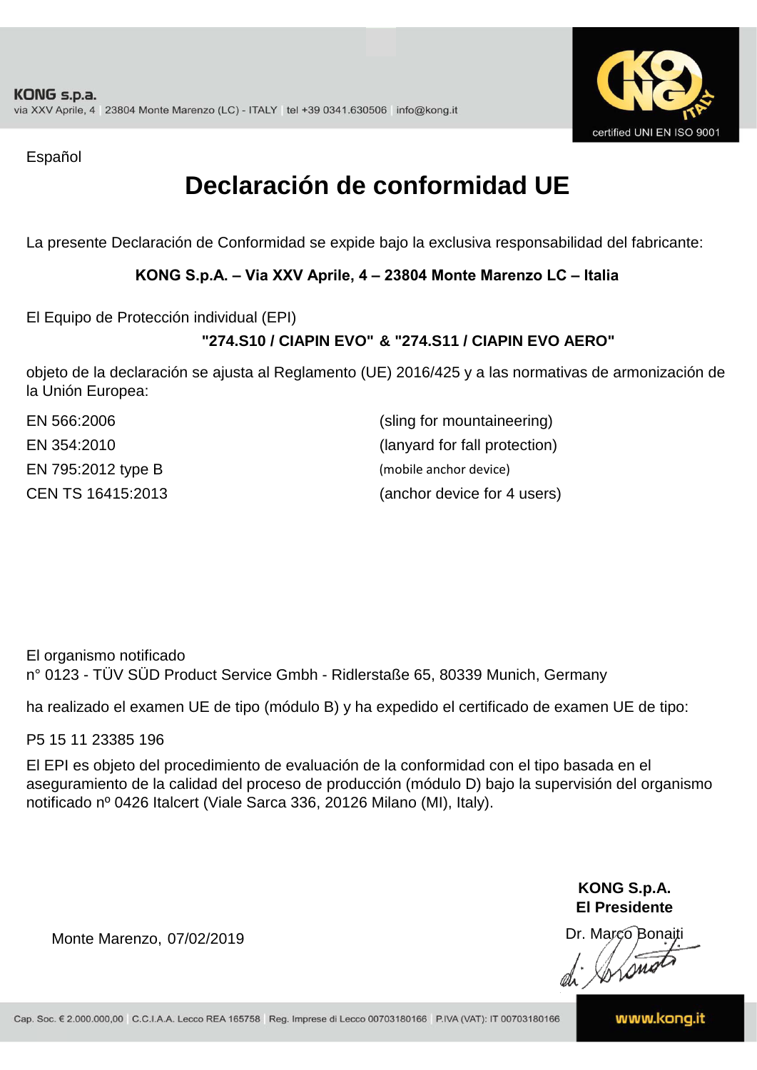Español

# Declaración de conformidad UE

La presente Declaración de Conformidad se expide bajo la exclusiva responsabilidad del fabricante:

**KONG S.p.A. – Via XXV Aprile, 4 – 23804 Monte Marenzo LC – Italia**

El Equipo de Protección individual (EPI)

**"274.S10 / CIAPIN EVO" & "274.S11 / CIAPIN EVO AERO"**

objeto de la declaración se ajusta al Reglamento (UE) 2016/425 y a las normativas de armonización de la Unión Europea:

| | |
|---|---|
| EN 566:2006 | (sling for mountaineering) |
| EN 354:2010 | (lanyard for fall protection) |
| EN 795:2012 type B | (mobile anchor device) |
| CEN TS 16415:2013 | (anchor device for 4 users) |

El organismo notificado
n° 0123 - TÜV SÜD Product Service Gmbh - Ridlerstaße 65, 80339 Munich, Germany

ha realizado el examen UE de tipo (módulo B) y ha expedido el certificado de examen UE de tipo:

P5 15 11 23385 196

El EPI es objeto del procedimiento de evaluación de la conformidad con el tipo basada en el aseguramiento de la calidad del proceso de producción (módulo D) bajo la supervisión del organismo notificado nº 0426 Italcert (Viale Sarca 336, 20126 Milano (MI), Italy).

Monte Marenzo, 07/02/2019

**KONG S.p.A.**
**El Presidente**
Dr. Marco Bonaiti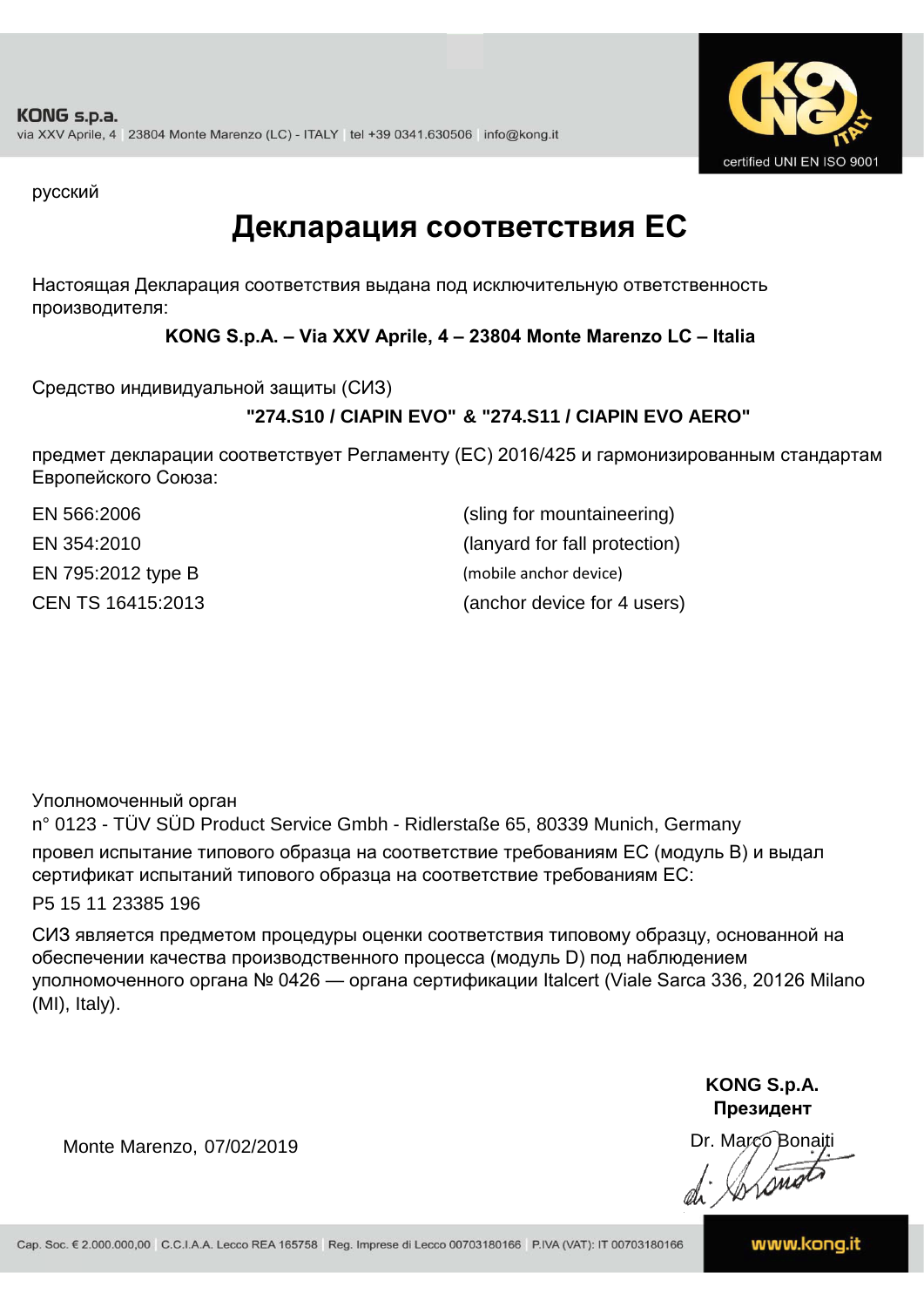русский

# Декларация соответствия ЕС

Настоящая Декларация соответствия выдана под исключительную ответственность производителя:

**KONG S.p.A. – Via XXV Aprile, 4 – 23804 Monte Marenzo LC – Italia**

Средство индивидуальной защиты (СИЗ)

**"274.S10 / CIAPIN EVO" & "274.S11 / CIAPIN EVO AERO"**

предмет декларации соответствует Регламенту (ЕС) 2016/425 и гармонизированным стандартам Европейского Союза:

| | |
|---|---|
| EN 566:2006 | (sling for mountaineering) |
| EN 354:2010 | (lanyard for fall protection) |
| EN 795:2012 type B | (mobile anchor device) |
| CEN TS 16415:2013 | (anchor device for 4 users) |

Уполномоченный орган
n° 0123 - TÜV SÜD Product Service Gmbh - Ridlerstaße 65, 80339 Munich, Germany
провел испытание типового образца на соответствие требованиям ЕС (модуль B) и выдал сертификат испытаний типового образца на соответствие требованиям ЕС:

P5 15 11 23385 196

СИЗ является предметом процедуры оценки соответствия типовому образцу, основанной на обеспечении качества производственного процесса (модуль D) под наблюдением уполномоченного органа № 0426 — органа сертификации Italcert (Viale Sarca 336, 20126 Milano (MI), Italy).

Monte Marenzo, 07/02/2019

**KONG S.p.A.**
**Президент**
Dr. Marco Bonaiti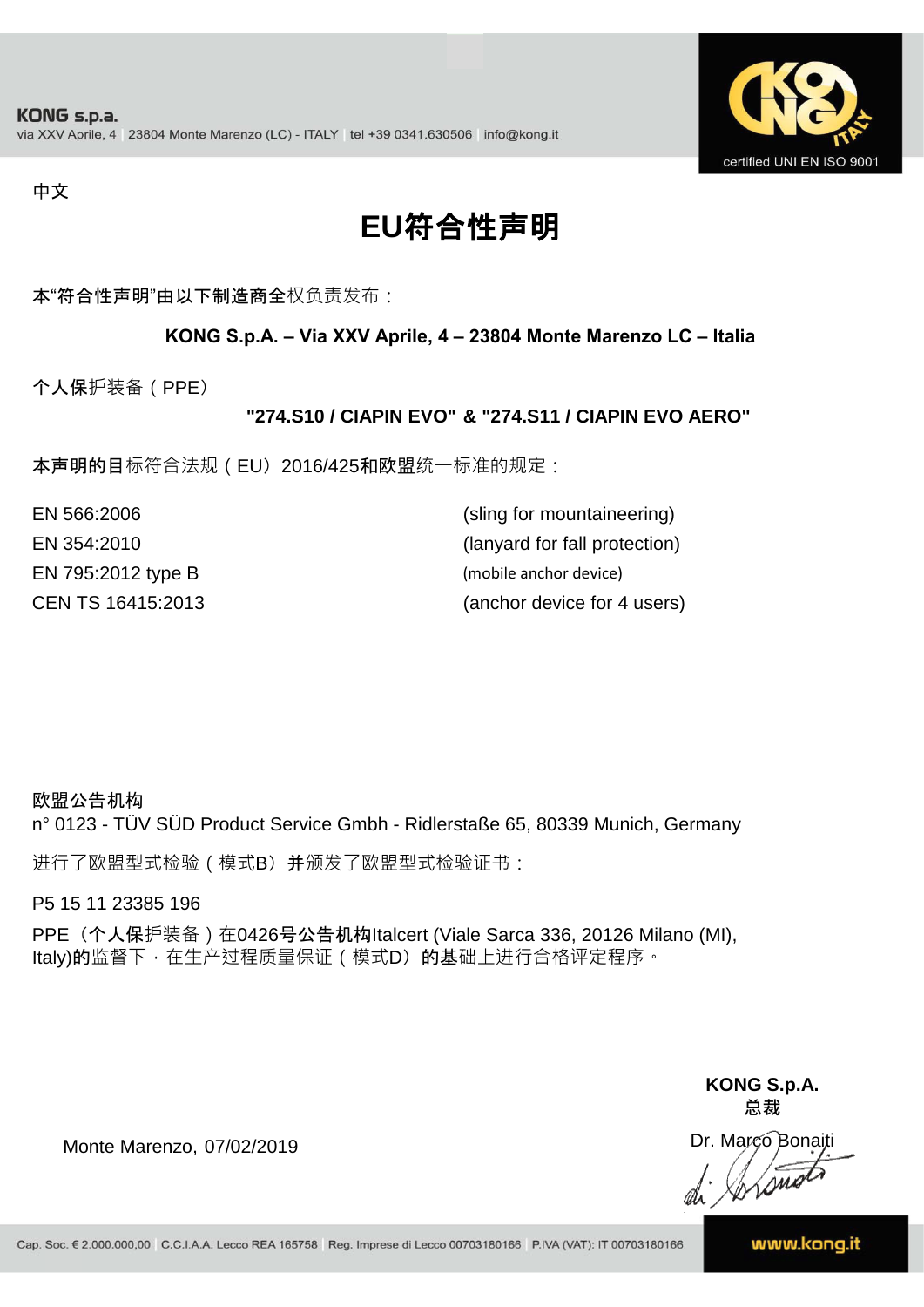中文

# EU符合性声明

本"符合性声明"由以下制造商全权负责发布：

**KONG S.p.A. – Via XXV Aprile, 4 – 23804 Monte Marenzo LC – Italia**

个人保护装备（PPE）

**"274.S10 / CIAPIN EVO" & "274.S11 / CIAPIN EVO AERO"**

本声明的目标符合法规（EU）2016/425和欧盟统一标准的规定：

| | |
|---|---|
| EN 566:2006 | (sling for mountaineering) |
| EN 354:2010 | (lanyard for fall protection) |
| EN 795:2012 type B | (mobile anchor device) |
| CEN TS 16415:2013 | (anchor device for 4 users) |

**欧盟公告机构**

n° 0123 - TÜV SÜD Product Service Gmbh - Ridlerstaße 65, 80339 Munich, Germany

进行了欧盟型式检验（模式B）并颁发了欧盟型式检验证书：

P5 15 11 23385 196

PPE（个人保护装备）在0426号公告机构Italcert (Viale Sarca 336, 20126 Milano (MI), Italy)的监督下，在生产过程质量保证（模式D）的基础上进行合格评定程序。

Monte Marenzo, 07/02/2019

**KONG S.p.A.**
**总裁**
Dr. Marco Bonaiti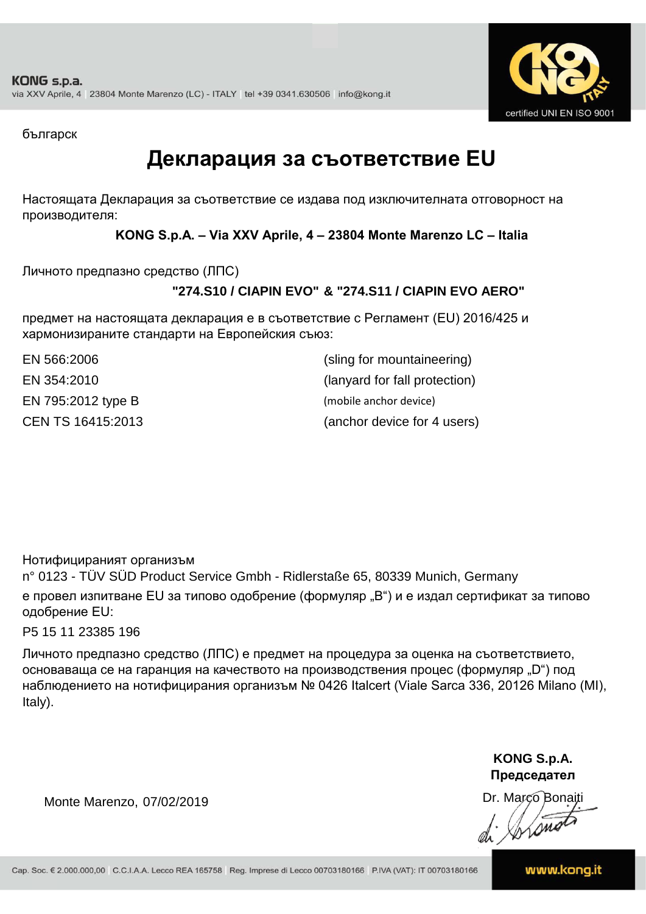българск

# Декларация за съответствие EU

Настоящата Декларация за съответствие се издава под изключителната отговорност на производителя:

**KONG S.p.A. – Via XXV Aprile, 4 – 23804 Monte Marenzo LC – Italia**

Личното предпазно средство (ЛПС)

**"274.S10 / CIAPIN EVO" & "274.S11 / CIAPIN EVO AERO"**

предмет на настоящата декларация е в съответствие с Регламент (EU) 2016/425 и хармонизираните стандарти на Европейския съюз:

| | |
|---|---|
| EN 566:2006 | (sling for mountaineering) |
| EN 354:2010 | (lanyard for fall protection) |
| EN 795:2012 type B | (mobile anchor device) |
| CEN TS 16415:2013 | (anchor device for 4 users) |

Нотифицираният организъм
n° 0123 - TÜV SÜD Product Service Gmbh - Ridlerstaße 65, 80339 Munich, Germany
е провел изпитване EU за типово одобрение (формуляр „B“) и е издал сертификат за типово одобрение EU:

P5 15 11 23385 196

Личното предпазно средство (ЛПС) е предмет на процедура за оценка на съответствието, основаваща се на гаранция на качеството на производствения процес (формуляр „D“) под наблюдението на нотифицирания организъм № 0426 Italcert (Viale Sarca 336, 20126 Milano (MI), Italy).

Monte Marenzo, 07/02/2019

**KONG S.p.A.**
**Председател**
Dr. Marco Bonaiti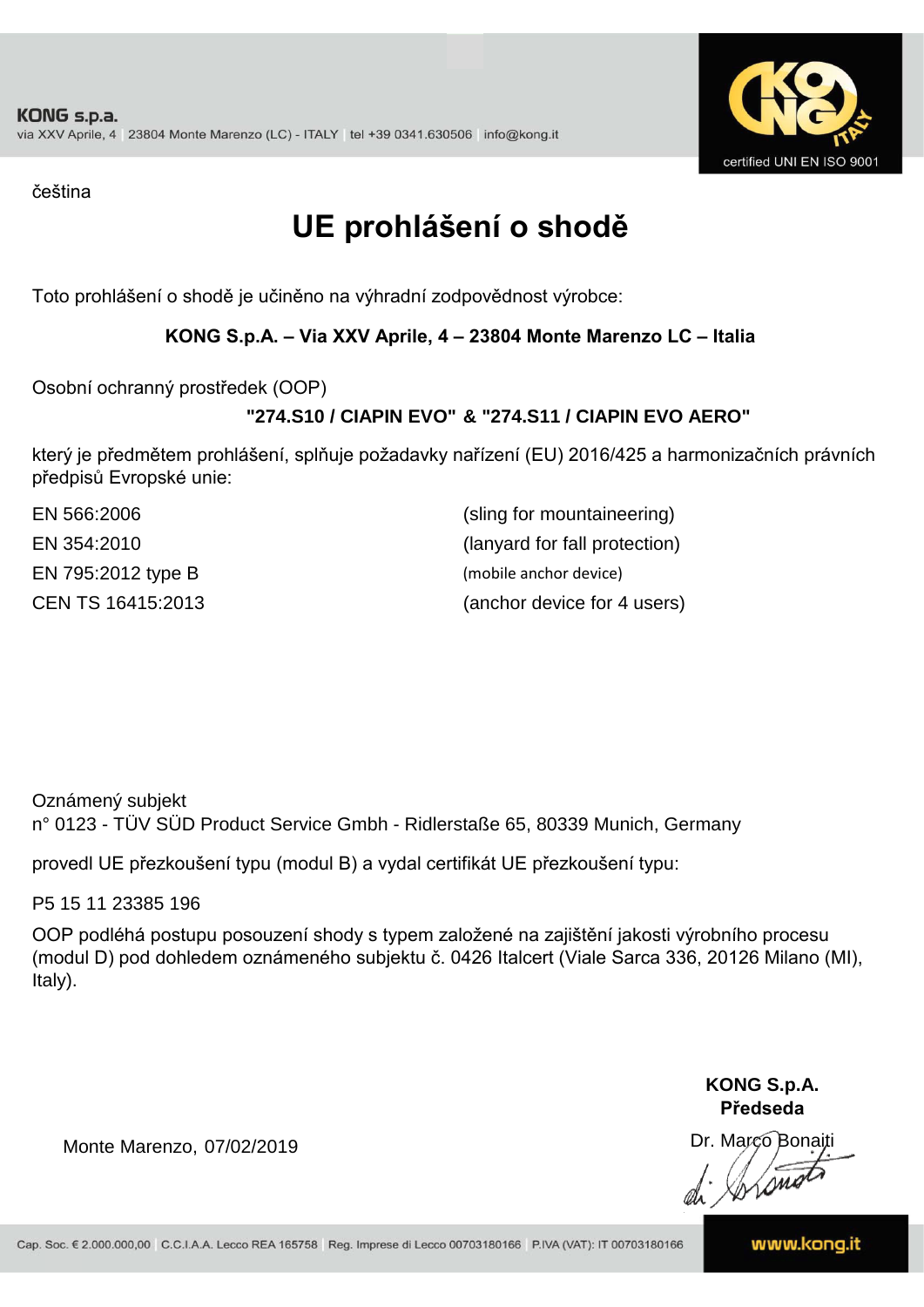KONG s.p.a.
via XXV Aprile, 4 | 23804 Monte Marenzo (LC) - ITALY | tel +39 0341.630506 | info@kong.it

certified UNI EN ISO 9001

čeština

# UE prohlášení o shodě

Toto prohlášení o shodě je učiněno na výhradní zodpovědnost výrobce:

**KONG S.p.A. – Via XXV Aprile, 4 – 23804 Monte Marenzo LC – Italia**

Osobní ochranný prostředek (OOP)

**"274.S10 / CIAPIN EVO" & "274.S11 / CIAPIN EVO AERO"**

který je předmětem prohlášení, splňuje požadavky nařízení (EU) 2016/425 a harmonizačních právních předpisů Evropské unie:

| | |
|---|---|
| EN 566:2006 | (sling for mountaineering) |
| EN 354:2010 | (lanyard for fall protection) |
| EN 795:2012 type B | (mobile anchor device) |
| CEN TS 16415:2013 | (anchor device for 4 users) |

Oznámený subjekt
n° 0123 - TÜV SÜD Product Service Gmbh - Ridlerstaße 65, 80339 Munich, Germany

provedl UE přezkoušení typu (modul B) a vydal certifikát UE přezkoušení typu:

P5 15 11 23385 196

OOP podléhá postupu posouzení shody s typem založené na zajištění jakosti výrobního procesu (modul D) pod dohledem oznámeného subjektu č. 0426 Italcert (Viale Sarca 336, 20126 Milano (MI), Italy).

Monte Marenzo, 07/02/2019

**KONG S.p.A.**
**Předseda**
Dr. Marco Bonaiti

Cap. Soc. € 2.000.000,00 | C.C.I.A.A. Lecco REA 165758 | Reg. Imprese di Lecco 00703180166 | P.IVA (VAT): IT 00703180166

www.kong.it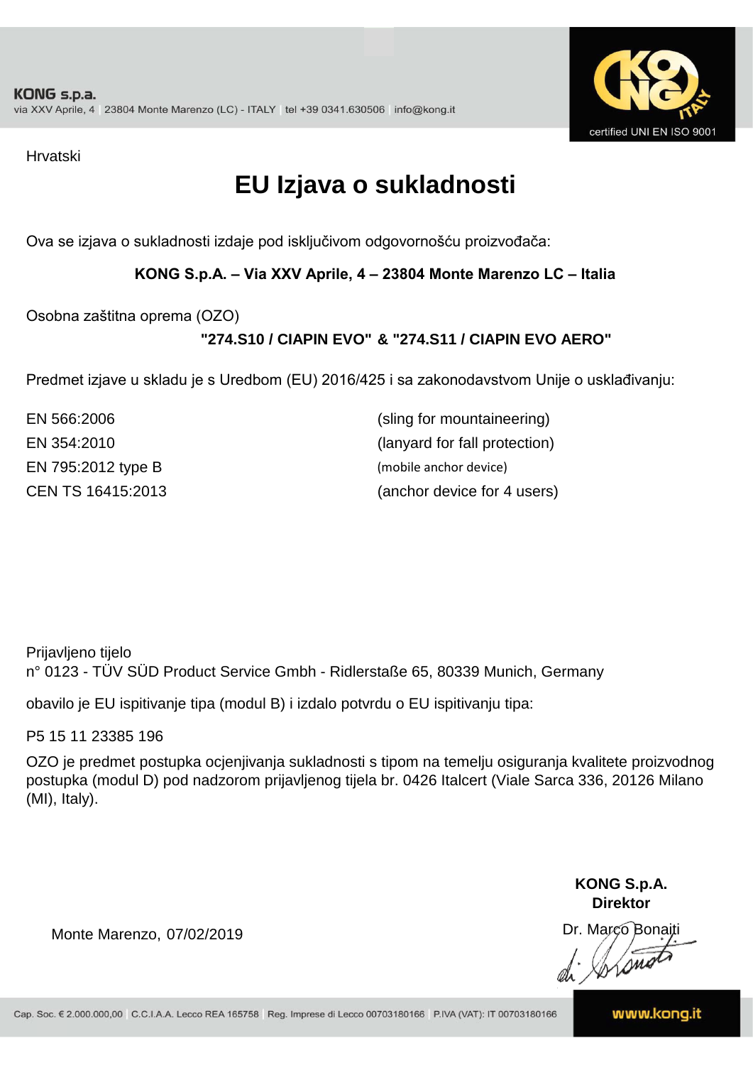Hrvatski

# EU Izjava o sukladnosti

Ova se izjava o sukladnosti izdaje pod isključivom odgovornošću proizvođača:

**KONG S.p.A. – Via XXV Aprile, 4 – 23804 Monte Marenzo LC – Italia**

Osobna zaštitna oprema (OZO)

**"274.S10 / CIAPIN EVO" & "274.S11 / CIAPIN EVO AERO"**

Predmet izjave u skladu je s Uredbom (EU) 2016/425 i sa zakonodavstvom Unije o usklađivanju:

| | |
|---|---|
| EN 566:2006 | (sling for mountaineering) |
| EN 354:2010 | (lanyard for fall protection) |
| EN 795:2012 type B | (mobile anchor device) |
| CEN TS 16415:2013 | (anchor device for 4 users) |

Prijavljeno tijelo
n° 0123 - TÜV SÜD Product Service Gmbh - Ridlerstaße 65, 80339 Munich, Germany

obavilo je EU ispitivanje tipa (modul B) i izdalo potvrdu o EU ispitivanju tipa:

P5 15 11 23385 196

OZO je predmet postupka ocjenjivanja sukladnosti s tipom na temelju osiguranja kvalitete proizvodnog postupka (modul D) pod nadzorom prijavljenog tijela br. 0426 Italcert (Viale Sarca 336, 20126 Milano (MI), Italy).

Monte Marenzo, 07/02/2019

**KONG S.p.A.**
**Direktor**
Dr. Marco Bonaiti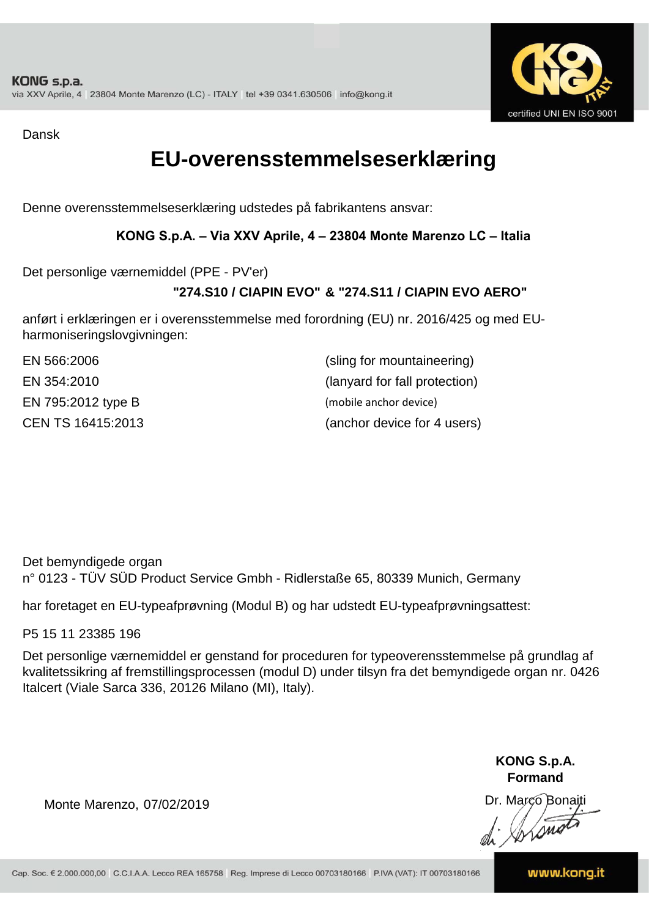KONG s.p.a.
via XXV Aprile, 4 | 23804 Monte Marenzo (LC) - ITALY | tel +39 0341.630506 | info@kong.it

certified UNI EN ISO 9001

Dansk

# EU-overensstemmelseserklæring

Denne overensstemmelseserklæring udstedes på fabrikantens ansvar:

**KONG S.p.A. – Via XXV Aprile, 4 – 23804 Monte Marenzo LC – Italia**

Det personlige værnemiddel (PPE - PV'er)

**"274.S10 / CIAPIN EVO" & "274.S11 / CIAPIN EVO AERO"**

anført i erklæringen er i overensstemmelse med forordning (EU) nr. 2016/425 og med EU-harmoniseringslovgivningen:

| | |
|---|---|
| EN 566:2006 | (sling for mountaineering) |
| EN 354:2010 | (lanyard for fall protection) |
| EN 795:2012 type B | (mobile anchor device) |
| CEN TS 16415:2013 | (anchor device for 4 users) |

Det bemyndigede organ
n° 0123 - TÜV SÜD Product Service Gmbh - Ridlerstaße 65, 80339 Munich, Germany

har foretaget en EU-typeafprøvning (Modul B) og har udstedt EU-typeafprøvningsattest:

P5 15 11 23385 196

Det personlige værnemiddel er genstand for proceduren for typeoverensstemmelse på grundlag af kvalitetssikring af fremstillingsprocessen (modul D) under tilsyn fra det bemyndigede organ nr. 0426 Italcert (Viale Sarca 336, 20126 Milano (MI), Italy).

Monte Marenzo, 07/02/2019

**KONG S.p.A.**
**Formand**

Dr. Marco Bonaiti

Cap. Soc. € 2.000.000,00 | C.C.I.A.A. Lecco REA 165758 | Reg. Imprese di Lecco 00703180166 | P.IVA (VAT): IT 00703180166

www.kong.it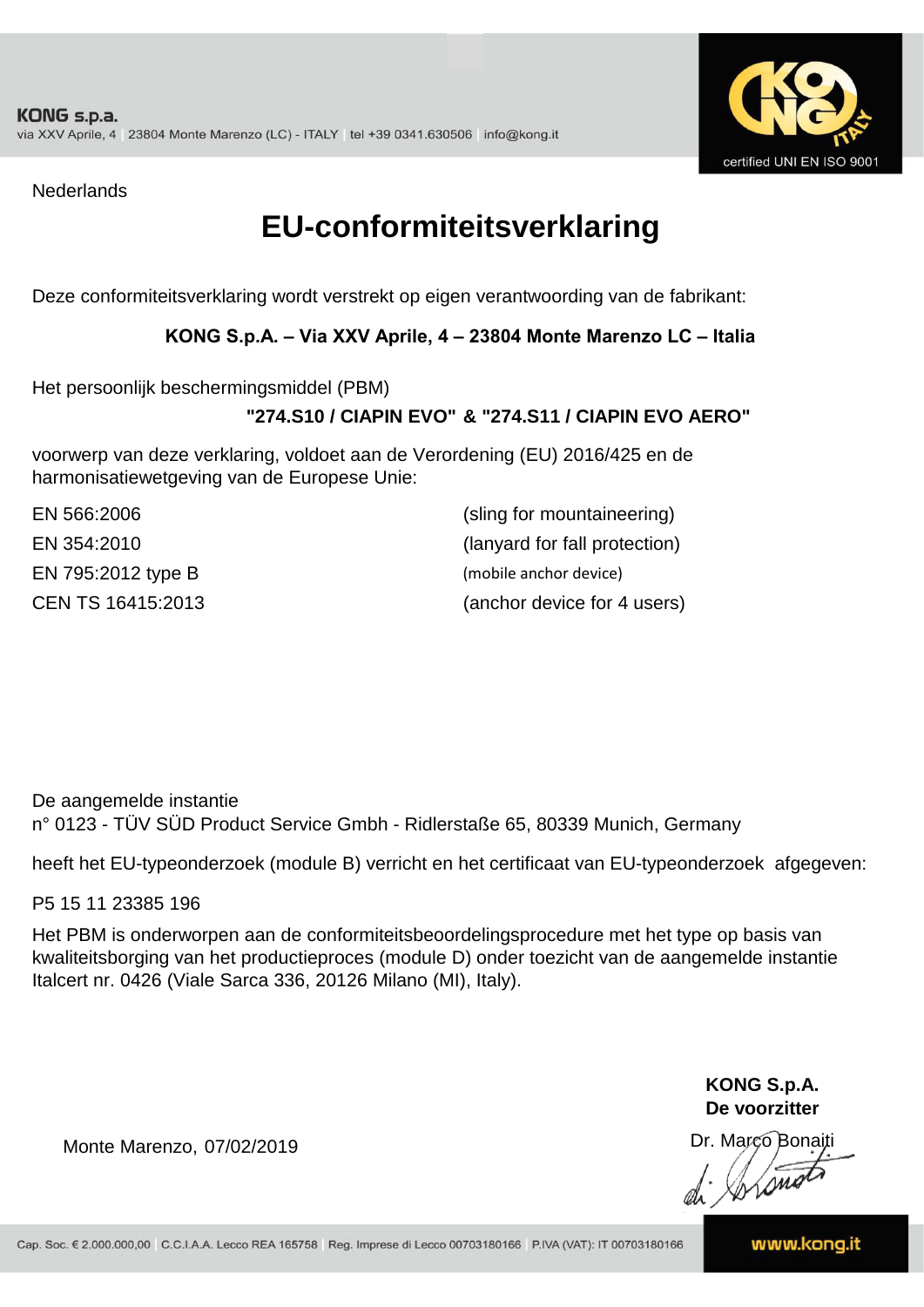KONG s.p.a.
via XXV Aprile, 4 | 23804 Monte Marenzo (LC) - ITALY | tel +39 0341.630506 | info@kong.it

certified UNI EN ISO 9001

Nederlands

# EU-conformiteitsverklaring

Deze conformiteitsverklaring wordt verstrekt op eigen verantwoording van de fabrikant:

**KONG S.p.A. – Via XXV Aprile, 4 – 23804 Monte Marenzo LC – Italia**

Het persoonlijk beschermingsmiddel (PBM)

**"274.S10 / CIAPIN EVO" & "274.S11 / CIAPIN EVO AERO"**

voorwerp van deze verklaring, voldoet aan de Verordening (EU) 2016/425 en de harmonisatiewetgeving van de Europese Unie:

| | |
|---|---|
| EN 566:2006 | (sling for mountaineering) |
| EN 354:2010 | (lanyard for fall protection) |
| EN 795:2012 type B | (mobile anchor device) |
| CEN TS 16415:2013 | (anchor device for 4 users) |

De aangemelde instantie
n° 0123 - TÜV SÜD Product Service Gmbh - Ridlerstaße 65, 80339 Munich, Germany

heeft het EU-typeonderzoek (module B) verricht en het certificaat van EU-typeonderzoek afgegeven:

P5 15 11 23385 196

Het PBM is onderworpen aan de conformiteitsbeoordelingsprocedure met het type op basis van kwaliteitsborging van het productieproces (module D) onder toezicht van de aangemelde instantie Italcert nr. 0426 (Viale Sarca 336, 20126 Milano (MI), Italy).

Monte Marenzo, 07/02/2019

**KONG S.p.A.**
**De voorzitter**
Dr. Marco Bonaiti

Cap. Soc. € 2.000.000,00 | C.C.I.A.A. Lecco REA 165758 | Reg. Imprese di Lecco 00703180166 | P.IVA (VAT): IT 00703180166

www.kong.it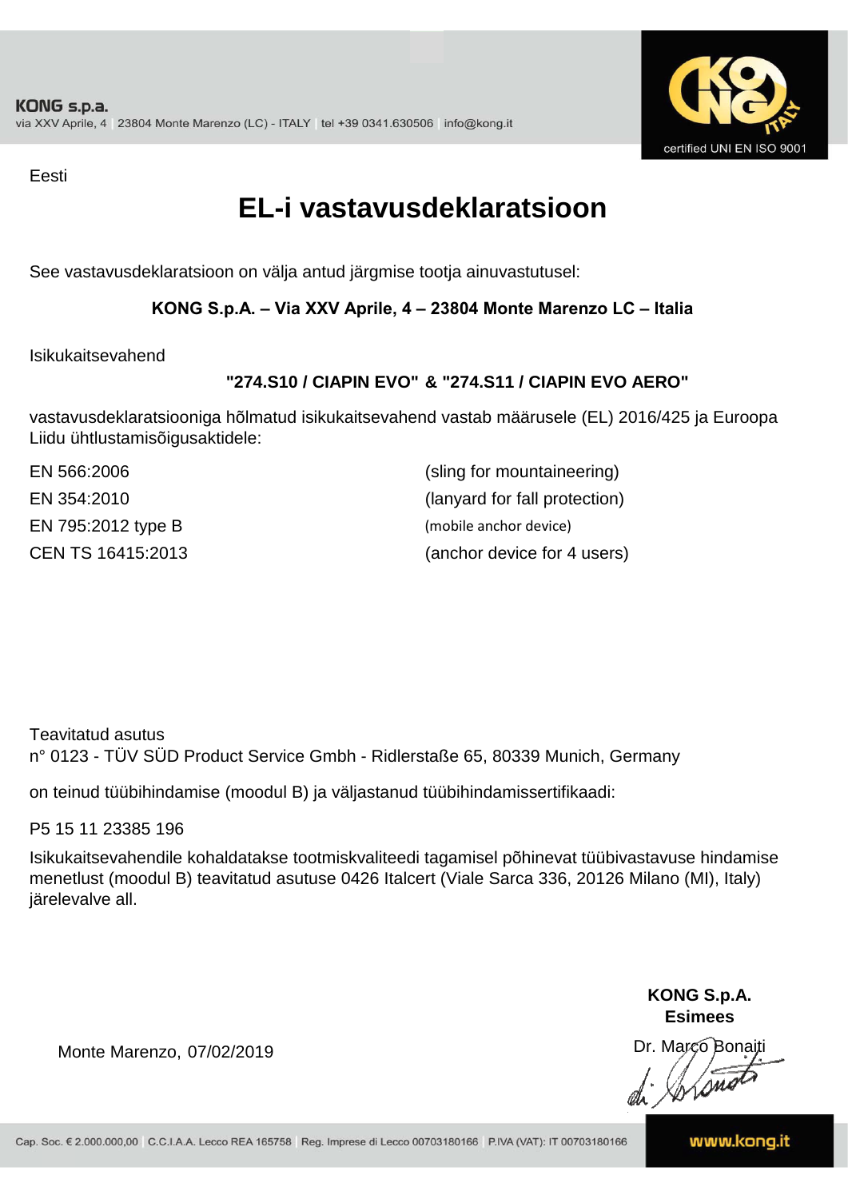Eesti

# EL-i vastavusdeklaratsioon

See vastavusdeklaratsioon on välja antud järgmise tootja ainuvastutusel:

**KONG S.p.A. – Via XXV Aprile, 4 – 23804 Monte Marenzo LC – Italia**

Isikukaitsevahend

**"274.S10 / CIAPIN EVO" & "274.S11 / CIAPIN EVO AERO"**

vastavusdeklaratsiooniga hõlmatud isikukaitsevahend vastab määrusele (EL) 2016/425 ja Euroopa Liidu ühtlustamisõigusaktidele:

| | |
|---|---|
| EN 566:2006 | (sling for mountaineering) |
| EN 354:2010 | (lanyard for fall protection) |
| EN 795:2012 type B | (mobile anchor device) |
| CEN TS 16415:2013 | (anchor device for 4 users) |

Teavitatud asutus
n° 0123 - TÜV SÜD Product Service Gmbh - Ridlerstaße 65, 80339 Munich, Germany

on teinud tüübihindamise (moodul B) ja väljastanud tüübihindamissertifikaadi:

P5 15 11 23385 196

Isikukaitsevahendile kohaldatakse tootmiskvaliteedi tagamisel põhinevat tüübivastavuse hindamise menetlust (moodul B) teavitatud asutuse 0426 Italcert (Viale Sarca 336, 20126 Milano (MI), Italy) järelevalve all.

Monte Marenzo, 07/02/2019

**KONG S.p.A.**
**Esimees**
Dr. Marco Bonaiti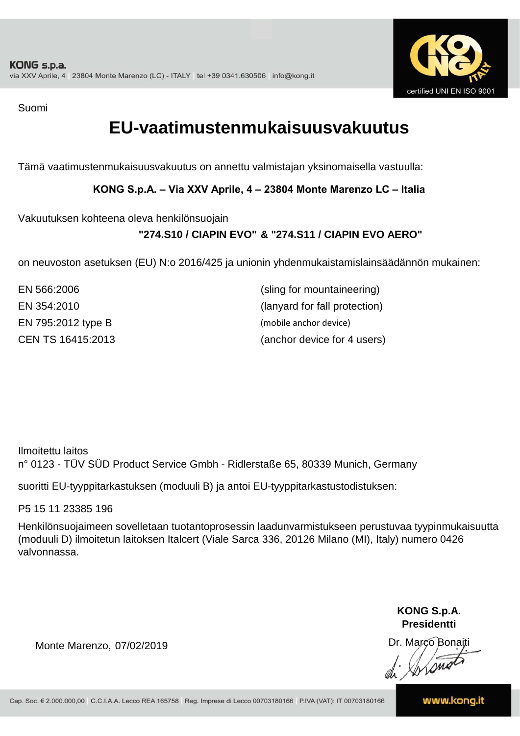KONG s.p.a.
via XXV Aprile, 4 | 23804 Monte Marenzo (LC) - ITALY | tel +39 0341.630506 | info@kong.it

certified UNI EN ISO 9001

Suomi

# EU-vaatimustenmukaisuusvakuutus

Tämä vaatimustenmukaisuusvakuutus on annettu valmistajan yksinomaisella vastuulla:

**KONG S.p.A. – Via XXV Aprile, 4 – 23804 Monte Marenzo LC – Italia**

Vakuutuksen kohteena oleva henkilönsuojain

**"274.S10 / CIAPIN EVO" & "274.S11 / CIAPIN EVO AERO"**

on neuvoston asetuksen (EU) N:o 2016/425 ja unionin yhdenmukaistamislainsäädännön mukainen:

| | |
|---|---|
| EN 566:2006 | (sling for mountaineering) |
| EN 354:2010 | (lanyard for fall protection) |
| EN 795:2012 type B | (mobile anchor device) |
| CEN TS 16415:2013 | (anchor device for 4 users) |

Ilmoitettu laitos
n° 0123 - TÜV SÜD Product Service Gmbh - Ridlerstaße 65, 80339 Munich, Germany

suoritti EU-tyyppitarkastuksen (moduuli B) ja antoi EU-tyyppitarkastustodistuksen:

P5 15 11 23385 196

Henkilönsuojaimeen sovelletaan tuotantoprosessin laadunvarmistukseen perustuvaa tyypinmukaisuutta (moduuli D) ilmoitetun laitoksen Italcert (Viale Sarca 336, 20126 Milano (MI), Italy) numero 0426 valvonnassa.

**KONG S.p.A.**
**Presidentti**

Monte Marenzo, 07/02/2019

Dr. Marco Bonaiti

Cap. Soc. € 2.000.000,00 | C.C.I.A.A. Lecco REA 165758 | Reg. Imprese di Lecco 00703180166 | P.IVA (VAT): IT 00703180166

www.kong.it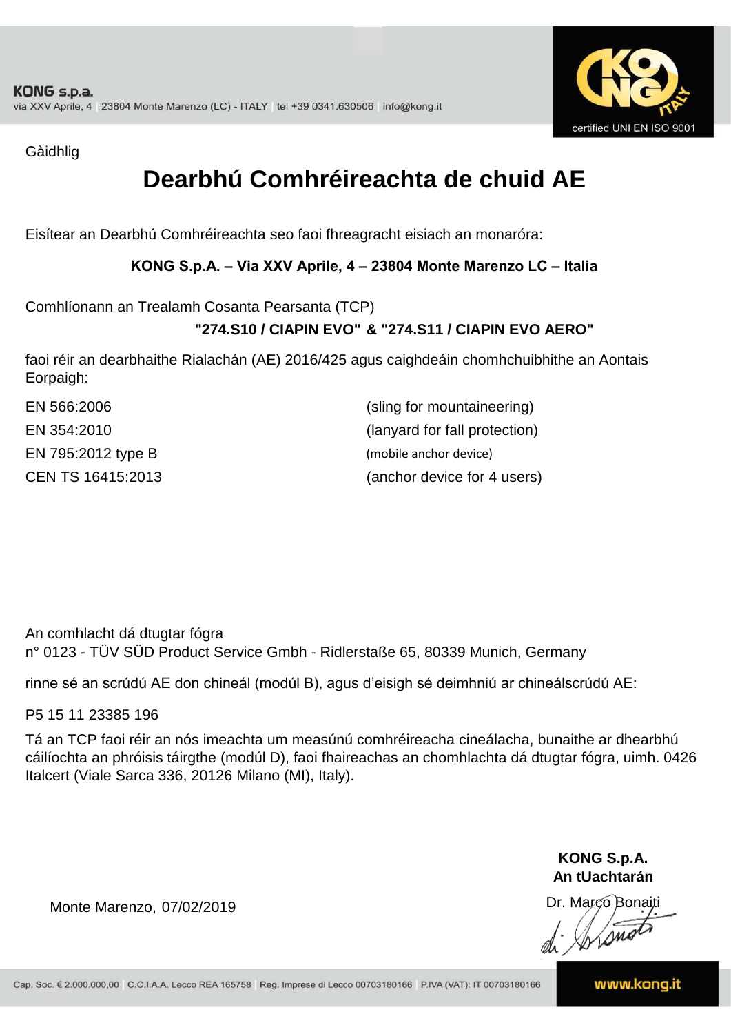Gàidhlig

# Dearbhú Comhréireachta de chuid AE

Eisítear an Dearbhú Comhréireachta seo faoi fhreagracht eisiach an monaróra:

**KONG S.p.A. – Via XXV Aprile, 4 – 23804 Monte Marenzo LC – Italia**

Comhlíonann an Trealamh Cosanta Pearsanta (TCP)

**"274.S10 / CIAPIN EVO" & "274.S11 / CIAPIN EVO AERO"**

faoi réir an dearbhaithe Rialachán (AE) 2016/425 agus caighdeáin chomhchuibhithe an Aontais Eorpaigh:

| | |
|---|---|
| EN 566:2006 | (sling for mountaineering) |
| EN 354:2010 | (lanyard for fall protection) |
| EN 795:2012 type B | (mobile anchor device) |
| CEN TS 16415:2013 | (anchor device for 4 users) |

An comhlacht dá dtugtar fógra
n° 0123 - TÜV SÜD Product Service Gmbh - Ridlerstaße 65, 80339 Munich, Germany

rinne sé an scrúdú AE don chineál (modúl B), agus d'eisigh sé deimhniú ar chineálscrúdú AE:

P5 15 11 23385 196

Tá an TCP faoi réir an nós imeachta um measúnú comhréireacha cineálacha, bunaithe ar dhearbhú cáilíochta an phróisis táirgthe (modúl D), faoi fhaireachas an chomhlachta dá dtugtar fógra, uimh. 0426 Italcert (Viale Sarca 336, 20126 Milano (MI), Italy).

Monte Marenzo, 07/02/2019

**KONG S.p.A.**
**An tUachtarán**
Dr. Marco Bonaiti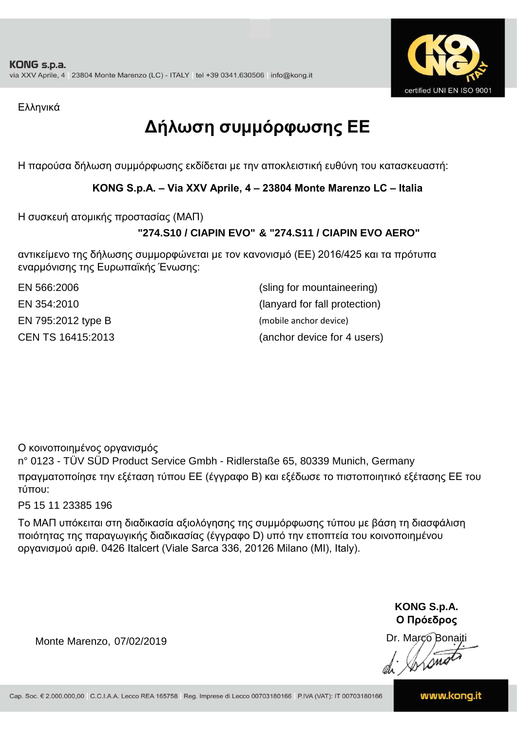KONG s.p.a.
via XXV Aprile, 4 | 23804 Monte Marenzo (LC) - ITALY | tel +39 0341.630506 | info@kong.it

certified UNI EN ISO 9001

Ελληνικά

# Δήλωση συμμόρφωσης ΕΕ

Η παρούσα δήλωση συμμόρφωσης εκδίδεται με την αποκλειστική ευθύνη του κατασκευαστή:

**KONG S.p.A. – Via XXV Aprile, 4 – 23804 Monte Marenzo LC – Italia**

Η συσκευή ατομικής προστασίας (ΜΑΠ)

**"274.S10 / CIAPIN EVO" & "274.S11 / CIAPIN EVO AERO"**

αντικείμενο της δήλωσης συμμορφώνεται με τον κανονισμό (ΕΕ) 2016/425 και τα πρότυπα εναρμόνισης της Ευρωπαϊκής Ένωσης:

| | |
|---|---|
| EN 566:2006 | (sling for mountaineering) |
| EN 354:2010 | (lanyard for fall protection) |
| EN 795:2012 type B | (mobile anchor device) |
| CEN TS 16415:2013 | (anchor device for 4 users) |

Ο κοινοποιημένος οργανισμός
n° 0123 - TÜV SÜD Product Service Gmbh - Ridlerstaße 65, 80339 Munich, Germany
πραγματοποίησε την εξέταση τύπου ΕΕ (έγγραφο Β) και εξέδωσε το πιστοποιητικό εξέτασης ΕΕ του τύπου:

P5 15 11 23385 196

Το ΜΑΠ υπόκειται στη διαδικασία αξιολόγησης της συμμόρφωσης τύπου με βάση τη διασφάλιση ποιότητας της παραγωγικής διαδικασίας (έγγραφο D) υπό την εποπτεία του κοινοποιημένου οργανισμού αριθ. 0426 Italcert (Viale Sarca 336, 20126 Milano (MI), Italy).

Monte Marenzo, 07/02/2019

**KONG S.p.A.**
**Ο Πρόεδρος**
Dr. Marco Bonaiti

Cap. Soc. € 2.000.000,00 | C.C.I.A.A. Lecco REA 165758 | Reg. Imprese di Lecco 00703180166 | P.IVA (VAT): IT 00703180166

www.kong.it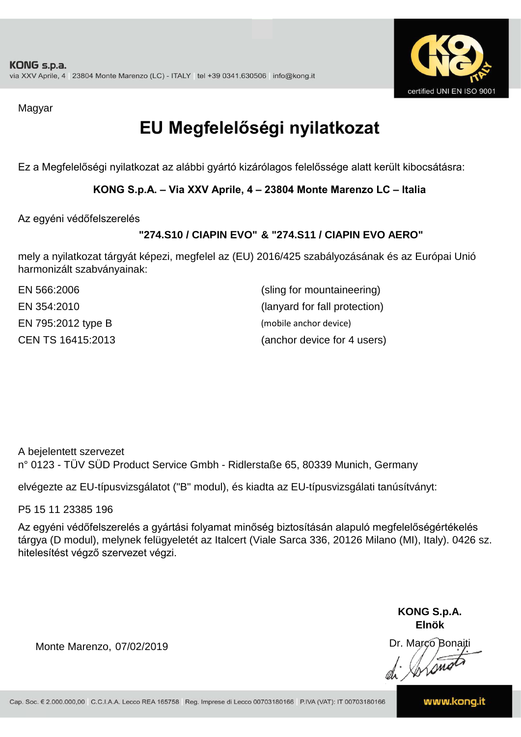Magyar

# EU Megfelelőségi nyilatkozat

Ez a Megfelelőségi nyilatkozat az alábbi gyártó kizárólagos felelőssége alatt került kibocsátásra:

**KONG S.p.A. – Via XXV Aprile, 4 – 23804 Monte Marenzo LC – Italia**

Az egyéni védőfelszerelés

**"274.S10 / CIAPIN EVO" & "274.S11 / CIAPIN EVO AERO"**

mely a nyilatkozat tárgyát képezi, megfelel az (EU) 2016/425 szabályozásának és az Európai Unió harmonizált szabványainak:

| | |
|---|---|
| EN 566:2006 | (sling for mountaineering) |
| EN 354:2010 | (lanyard for fall protection) |
| EN 795:2012 type B | (mobile anchor device) |
| CEN TS 16415:2013 | (anchor device for 4 users) |

A bejelentett szervezet
n° 0123 - TÜV SÜD Product Service Gmbh - Ridlerstaße 65, 80339 Munich, Germany

elvégezte az EU-típusvizsgálatot ("B" modul), és kiadta az EU-típusvizsgálati tanúsítványt:

P5 15 11 23385 196

Az egyéni védőfelszerelés a gyártási folyamat minőség biztosításán alapuló megfelelőségértékelés tárgya (D modul), melynek felügyeletét az Italcert (Viale Sarca 336, 20126 Milano (MI), Italy). 0426 sz. hitelesítést végző szervezet végzi.

Monte Marenzo, 07/02/2019

**KONG S.p.A.**
**Elnök**
Dr. Marco Bonaiti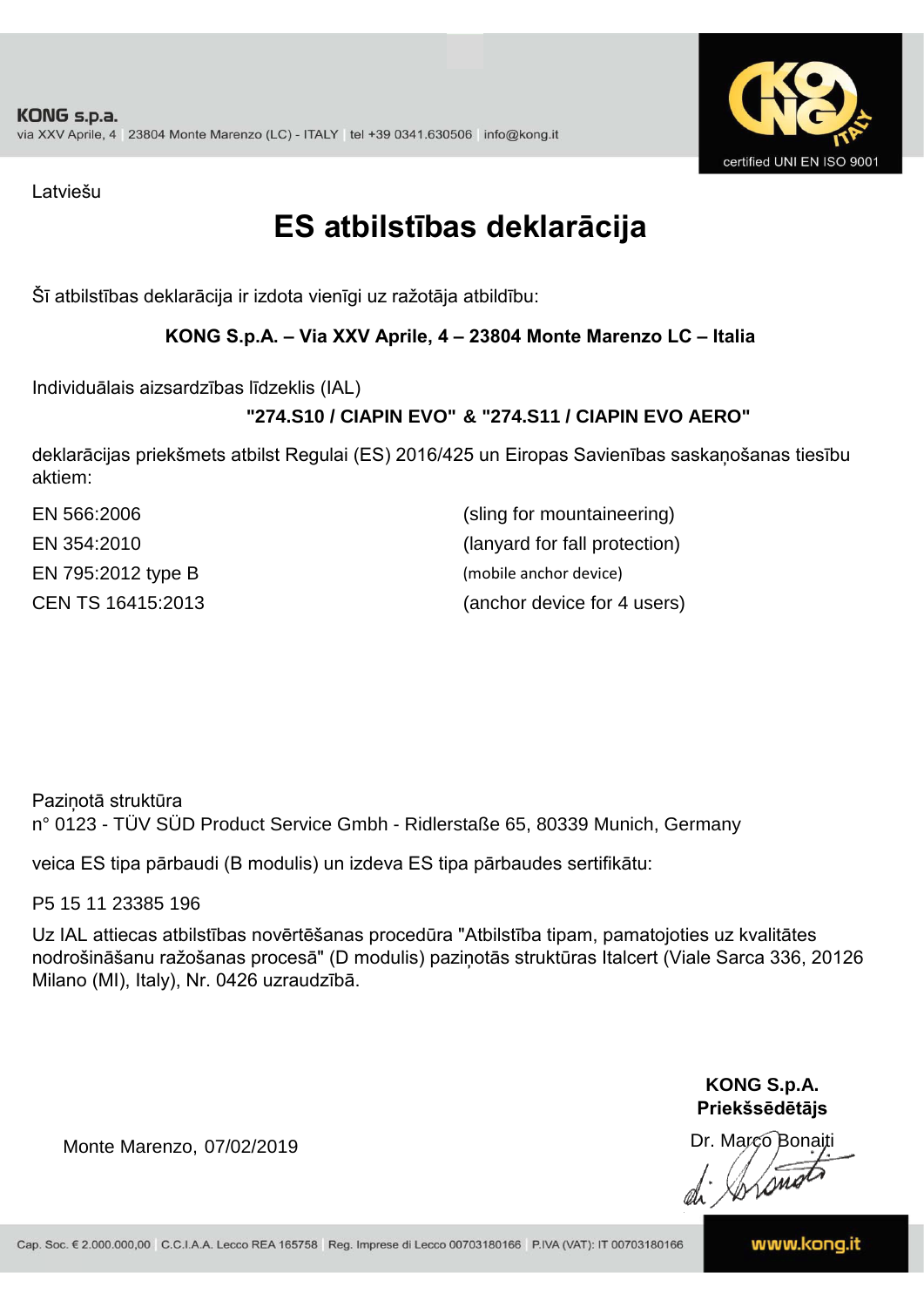KONG s.p.a.
via XXV Aprile, 4 | 23804 Monte Marenzo (LC) - ITALY | tel +39 0341.630506 | info@kong.it

certified UNI EN ISO 9001

Latviešu

# ES atbilstības deklarācija

Šī atbilstības deklarācija ir izdota vienīgi uz ražotāja atbildību:

**KONG S.p.A. – Via XXV Aprile, 4 – 23804 Monte Marenzo LC – Italia**

Individuālais aizsardzības līdzeklis (IAL)

**"274.S10 / CIAPIN EVO" & "274.S11 / CIAPIN EVO AERO"**

deklarācijas priekšmets atbilst Regulai (ES) 2016/425 un Eiropas Savienības saskaņošanas tiesību aktiem:

| | |
|---|---|
| EN 566:2006 | (sling for mountaineering) |
| EN 354:2010 | (lanyard for fall protection) |
| EN 795:2012 type B | (mobile anchor device) |
| CEN TS 16415:2013 | (anchor device for 4 users) |

Paziņotā struktūra
n° 0123 - TÜV SÜD Product Service Gmbh - Ridlerstaße 65, 80339 Munich, Germany

veica ES tipa pārbaudi (B modulis) un izdeva ES tipa pārbaudes sertifikātu:

P5 15 11 23385 196

Uz IAL attiecas atbilstības novērtēšanas procedūra "Atbilstība tipam, pamatojoties uz kvalitātes nodrošināšanu ražošanas procesā" (D modulis) paziņotās struktūras Italcert (Viale Sarca 336, 20126 Milano (MI), Italy), Nr. 0426 uzraudzībā.

Monte Marenzo, 07/02/2019

**KONG S.p.A.**
**Priekšsēdētājs**

Dr. Marco Bonaiti

Cap. Soc. € 2.000.000,00 | C.C.I.A.A. Lecco REA 165758 | Reg. Imprese di Lecco 00703180166 | P.IVA (VAT): IT 00703180166

www.kong.it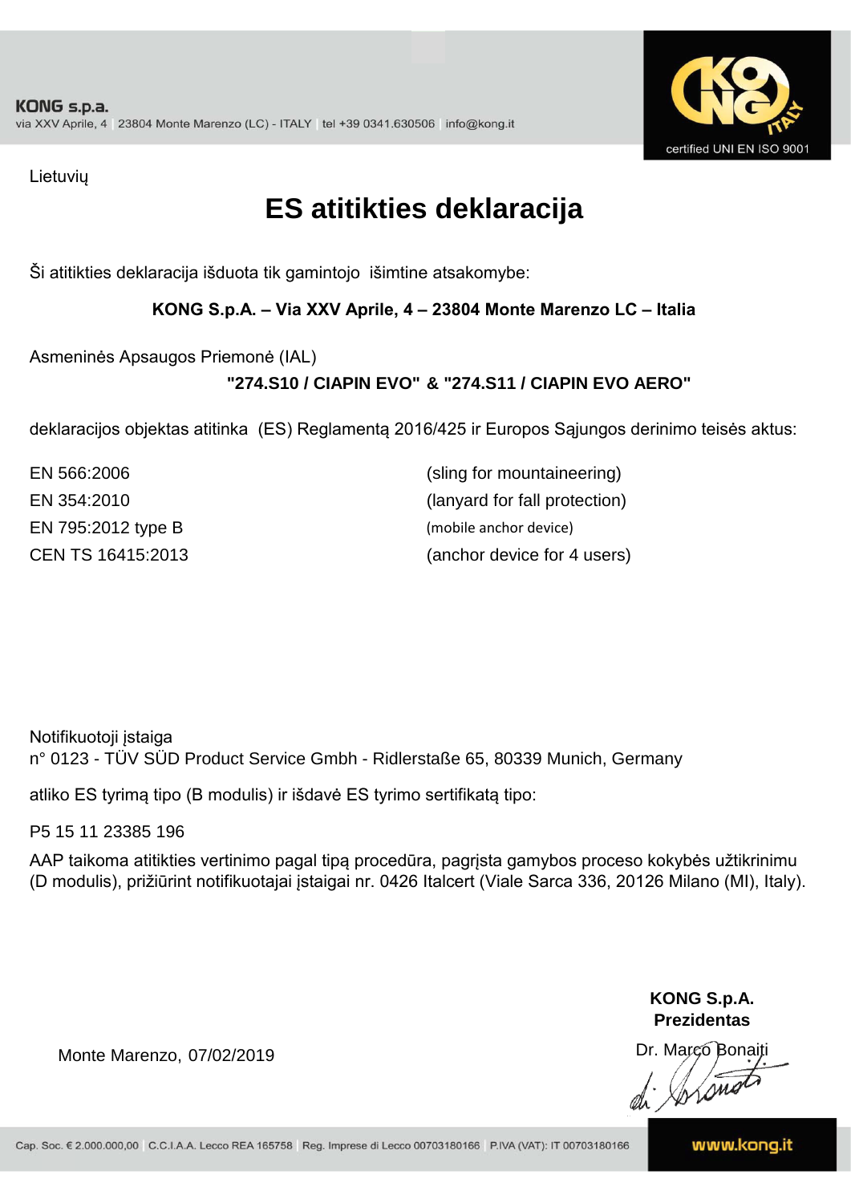Lietuvių

# ES atitikties deklaracija

Ši atitikties deklaracija išduota tik gamintojo išimtine atsakomybe:

**KONG S.p.A. – Via XXV Aprile, 4 – 23804 Monte Marenzo LC – Italia**

Asmeninės Apsaugos Priemonė (IAL)

**"274.S10 / CIAPIN EVO" & "274.S11 / CIAPIN EVO AERO"**

deklaracijos objektas atitinka (ES) Reglamentą 2016/425 ir Europos Sąjungos derinimo teisės aktus:

| | |
|---|---|
| EN 566:2006 | (sling for mountaineering) |
| EN 354:2010 | (lanyard for fall protection) |
| EN 795:2012 type B | (mobile anchor device) |
| CEN TS 16415:2013 | (anchor device for 4 users) |

Notifikuotoji įstaiga
n° 0123 - TÜV SÜD Product Service Gmbh - Ridlerstaße 65, 80339 Munich, Germany

atliko ES tyrimą tipo (B modulis) ir išdavė ES tyrimo sertifikatą tipo:

P5 15 11 23385 196

AAP taikoma atitikties vertinimo pagal tipą procedūra, pagrįsta gamybos proceso kokybės užtikrinimu (D modulis), prižiūrint notifikuotajai įstaigai nr. 0426 Italcert (Viale Sarca 336, 20126 Milano (MI), Italy).

Monte Marenzo, 07/02/2019

**KONG S.p.A.**
**Prezidentas**
Dr. Marco Bonaiti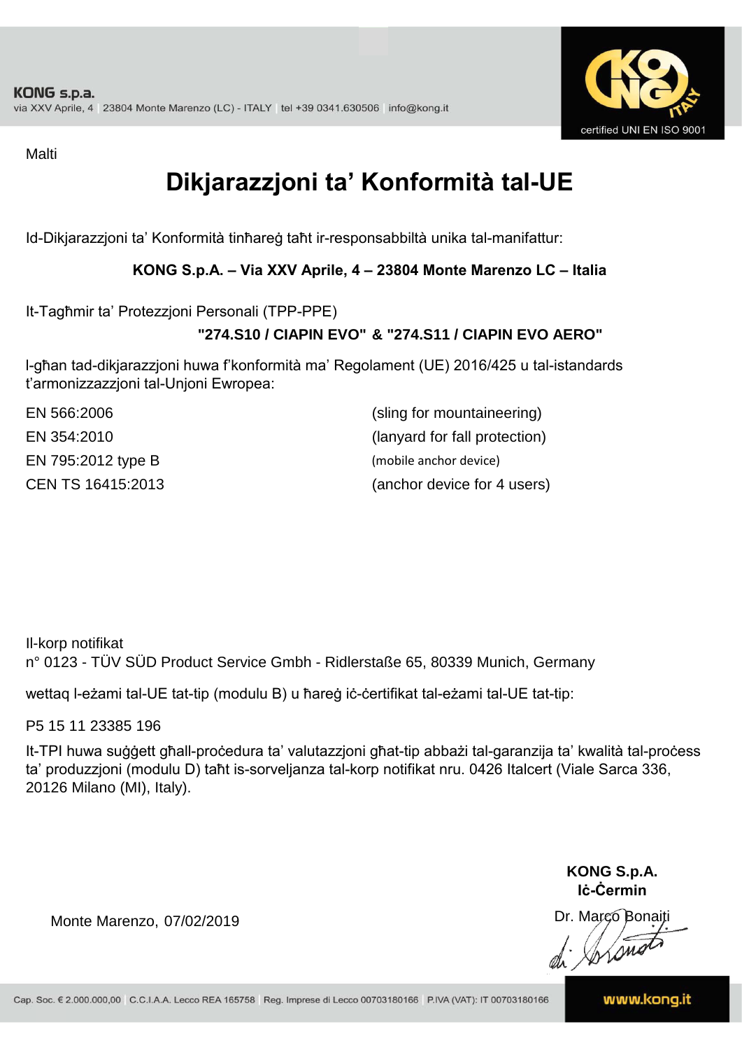KONG s.p.a.
via XXV Aprile, 4 | 23804 Monte Marenzo (LC) - ITALY | tel +39 0341.630506 | info@kong.it

certified UNI EN ISO 9001

Malti

# Dikjarazzjoni ta' Konformità tal-UE

Id-Dikjarazzjoni ta' Konformità tinħareġ taħt ir-responsabbiltà unika tal-manifattur:

**KONG S.p.A. – Via XXV Aprile, 4 – 23804 Monte Marenzo LC – Italia**

It-Tagħmir ta' Protezzjoni Personali (TPP-PPE)

**"274.S10 / CIAPIN EVO" & "274.S11 / CIAPIN EVO AERO"**

l-għan tad-dikjarazzjoni huwa f'konformità ma' Regolament (UE) 2016/425 u tal-istandards t'armonizzazzjoni tal-Unjoni Ewropea:

| | |
|---|---|
| EN 566:2006 | (sling for mountaineering) |
| EN 354:2010 | (lanyard for fall protection) |
| EN 795:2012 type B | (mobile anchor device) |
| CEN TS 16415:2013 | (anchor device for 4 users) |

Il-korp notifikat
n° 0123 - TÜV SÜD Product Service Gmbh - Ridlerstaße 65, 80339 Munich, Germany

wettaq l-eżami tal-UE tat-tip (modulu B) u ħareġ iċ-ċertifikat tal-eżami tal-UE tat-tip:

P5 15 11 23385 196

It-TPI huwa suġġett għall-proċedura ta' valutazzjoni għat-tip abbażi tal-garanzija ta' kwalità tal-proċess ta' produzzjoni (modulu D) taħt is-sorveljanza tal-korp notifikat nru. 0426 Italcert (Viale Sarca 336, 20126 Milano (MI), Italy).

Monte Marenzo, 07/02/2019

**KONG S.p.A.**
**Iċ-Ċermin**
Dr. Marco Bonaiti

Cap. Soc. € 2.000.000,00 | C.C.I.A.A. Lecco REA 165758 | Reg. Imprese di Lecco 00703180166 | P.IVA (VAT): IT 00703180166 | www.kong.it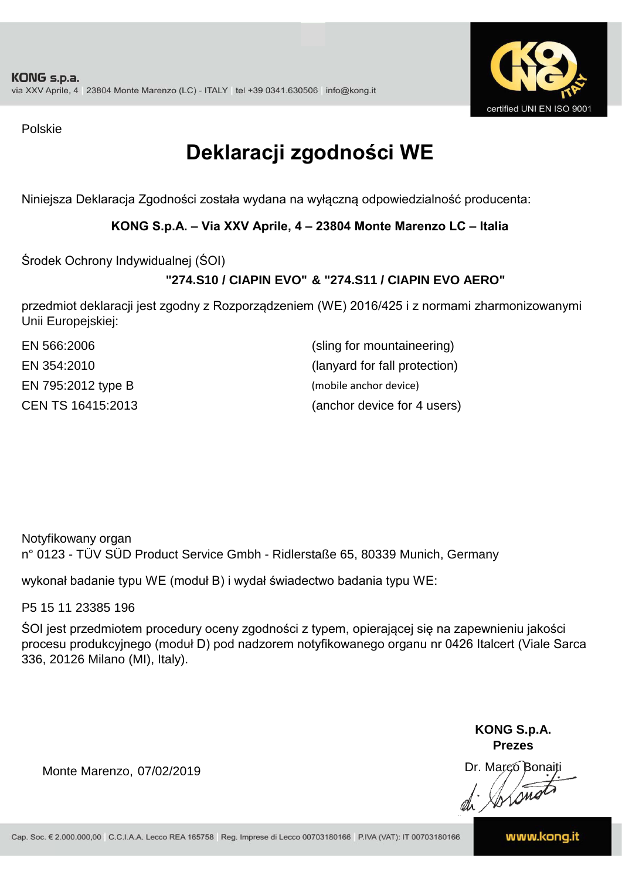KONG s.p.a.
via XXV Aprile, 4 | 23804 Monte Marenzo (LC) - ITALY | tel +39 0341.630506 | info@kong.it

certified UNI EN ISO 9001

Polskie

# Deklaracji zgodności WE

Niniejsza Deklaracja Zgodności została wydana na wyłączną odpowiedzialność producenta:

**KONG S.p.A. – Via XXV Aprile, 4 – 23804 Monte Marenzo LC – Italia**

Środek Ochrony Indywidualnej (ŚOI)

**"274.S10 / CIAPIN EVO" & "274.S11 / CIAPIN EVO AERO"**

przedmiot deklaracji jest zgodny z Rozporządzeniem (WE) 2016/425 i z normami zharmonizowanymi Unii Europejskiej:

| | |
|---|---|
| EN 566:2006 | (sling for mountaineering) |
| EN 354:2010 | (lanyard for fall protection) |
| EN 795:2012 type B | (mobile anchor device) |
| CEN TS 16415:2013 | (anchor device for 4 users) |

Notyfikowany organ
n° 0123 - TÜV SÜD Product Service Gmbh - Ridlerstaße 65, 80339 Munich, Germany

wykonał badanie typu WE (moduł B) i wydał świadectwo badania typu WE:

P5 15 11 23385 196

ŚOI jest przedmiotem procedury oceny zgodności z typem, opierającej się na zapewnieniu jakości procesu produkcyjnego (moduł D) pod nadzorem notyfikowanego organu nr 0426 Italcert (Viale Sarca 336, 20126 Milano (MI), Italy).

Monte Marenzo, 07/02/2019

**KONG S.p.A.**
**Prezes**
Dr. Marco Bonaiti

Cap. Soc. € 2.000.000,00 | C.C.I.A.A. Lecco REA 165758 | Reg. Imprese di Lecco 00703180166 | P.IVA (VAT): IT 00703180166

www.kong.it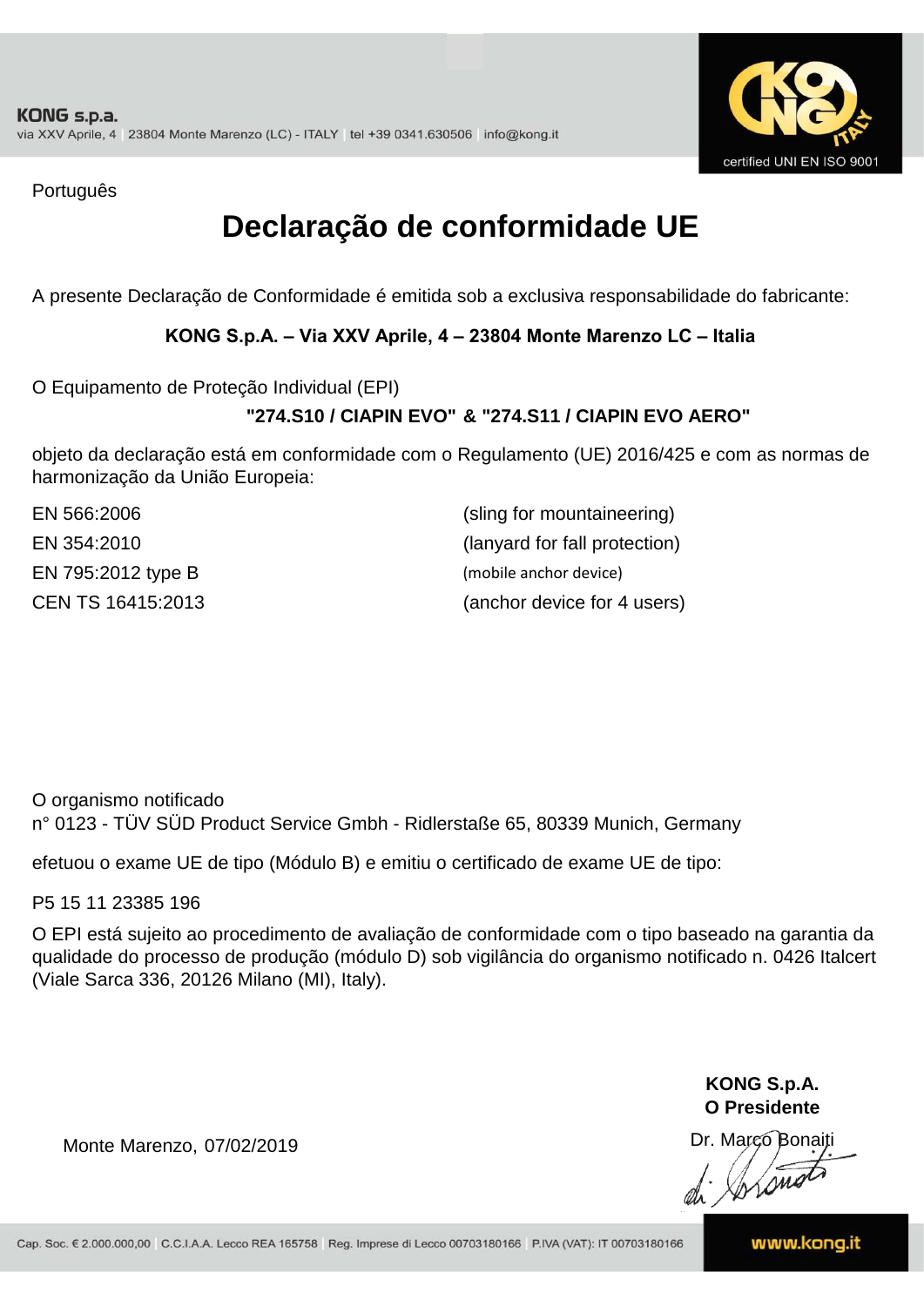Português

# Declaração de conformidade UE

A presente Declaração de Conformidade é emitida sob a exclusiva responsabilidade do fabricante:

**KONG S.p.A. – Via XXV Aprile, 4 – 23804 Monte Marenzo LC – Italia**

O Equipamento de Proteção Individual (EPI)

**"274.S10 / CIAPIN EVO" & "274.S11 / CIAPIN EVO AERO"**

objeto da declaração está em conformidade com o Regulamento (UE) 2016/425 e com as normas de harmonização da União Europeia:

| | |
|---|---|
| EN 566:2006 | (sling for mountaineering) |
| EN 354:2010 | (lanyard for fall protection) |
| EN 795:2012 type B | (mobile anchor device) |
| CEN TS 16415:2013 | (anchor device for 4 users) |

O organismo notificado
n° 0123 - TÜV SÜD Product Service Gmbh - Ridlerstaße 65, 80339 Munich, Germany

efetuou o exame UE de tipo (Módulo B) e emitiu o certificado de exame UE de tipo:

P5 15 11 23385 196

O EPI está sujeito ao procedimento de avaliação de conformidade com o tipo baseado na garantia da qualidade do processo de produção (módulo D) sob vigilância do organismo notificado n. 0426 Italcert (Viale Sarca 336, 20126 Milano (MI), Italy).

Monte Marenzo, 07/02/2019

**KONG S.p.A.**
**O Presidente**
Dr. Marco Bonaiti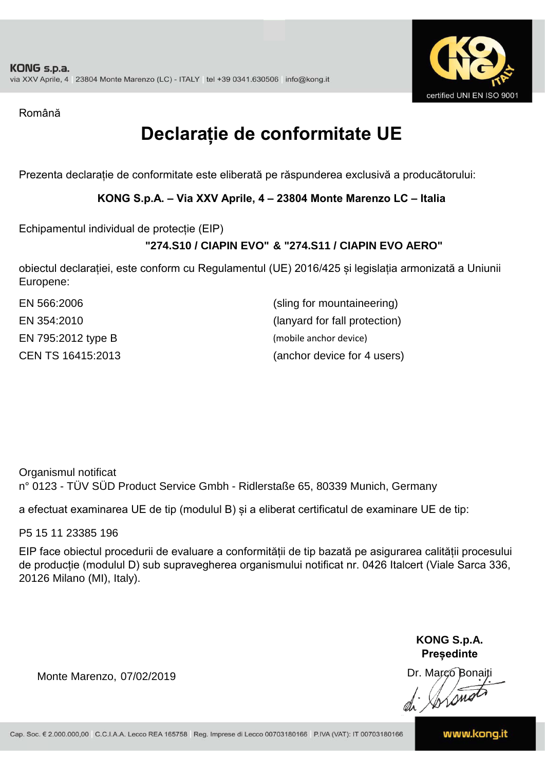Română

# Declarație de conformitate UE

Prezenta declarație de conformitate este eliberată pe răspunderea exclusivă a producătorului:

**KONG S.p.A. – Via XXV Aprile, 4 – 23804 Monte Marenzo LC – Italia**

Echipamentul individual de protecție (EIP)

**"274.S10 / CIAPIN EVO" & "274.S11 / CIAPIN EVO AERO"**

obiectul declarației, este conform cu Regulamentul (UE) 2016/425 și legislația armonizată a Uniunii Europene:

| | |
|---|---|
| EN 566:2006 | (sling for mountaineering) |
| EN 354:2010 | (lanyard for fall protection) |
| EN 795:2012 type B | (mobile anchor device) |
| CEN TS 16415:2013 | (anchor device for 4 users) |

Organismul notificat
n° 0123 - TÜV SÜD Product Service Gmbh - Ridlerstaße 65, 80339 Munich, Germany

a efectuat examinarea UE de tip (modulul B) și a eliberat certificatul de examinare UE de tip:

P5 15 11 23385 196

EIP face obiectul procedurii de evaluare a conformității de tip bazată pe asigurarea calității procesului de producție (modulul D) sub supravegherea organismului notificat nr. 0426 Italcert (Viale Sarca 336, 20126 Milano (MI), Italy).

Monte Marenzo, 07/02/2019

**KONG S.p.A.**
**Președinte**
Dr. Marco Bonaiti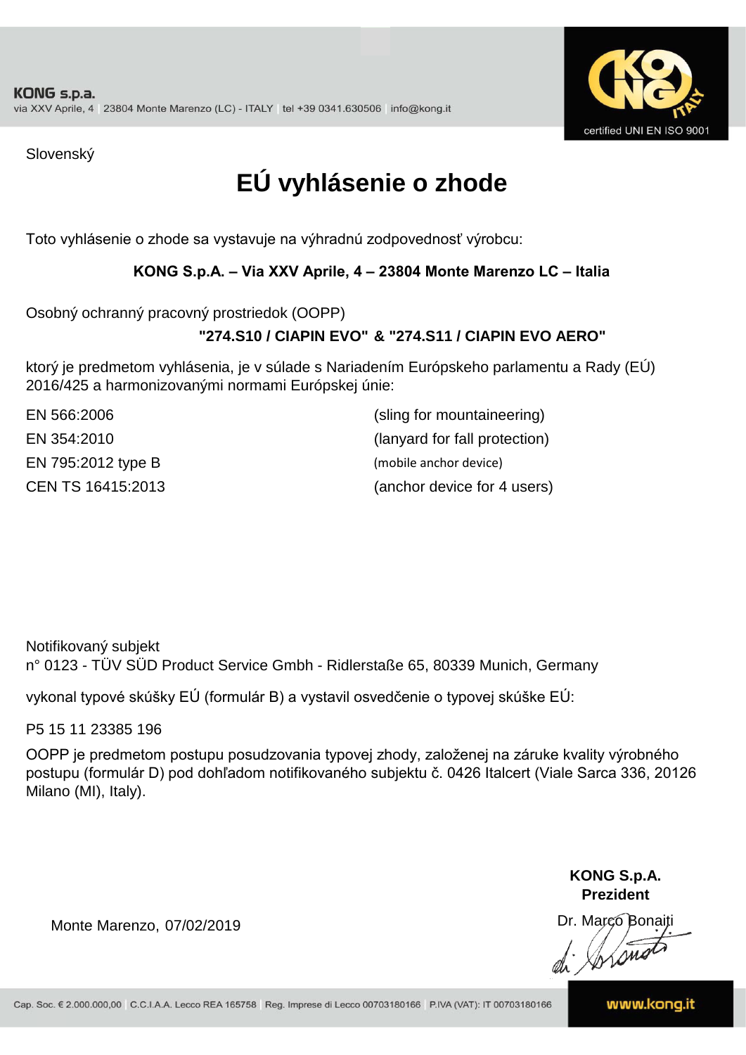KONG s.p.a.
via XXV Aprile, 4 | 23804 Monte Marenzo (LC) - ITALY | tel +39 0341.630506 | info@kong.it

certified UNI EN ISO 9001

Slovenský

# EÚ vyhlásenie o zhode

Toto vyhlásenie o zhode sa vystavuje na výhradnú zodpovednosť výrobcu:

**KONG S.p.A. – Via XXV Aprile, 4 – 23804 Monte Marenzo LC – Italia**

Osobný ochranný pracovný prostriedok (OOPP)

**"274.S10 / CIAPIN EVO" & "274.S11 / CIAPIN EVO AERO"**

ktorý je predmetom vyhlásenia, je v súlade s Nariadením Európskeho parlamentu a Rady (EÚ) 2016/425 a harmonizovanými normami Európskej únie:

| | |
|---|---|
| EN 566:2006 | (sling for mountaineering) |
| EN 354:2010 | (lanyard for fall protection) |
| EN 795:2012 type B | (mobile anchor device) |
| CEN TS 16415:2013 | (anchor device for 4 users) |

Notifikovaný subjekt
n° 0123 - TÜV SÜD Product Service Gmbh - Ridlerstaße 65, 80339 Munich, Germany

vykonal typové skúšky EÚ (formulár B) a vystavil osvedčenie o typovej skúške EÚ:

P5 15 11 23385 196

OOPP je predmetom postupu posudzovania typovej zhody, založenej na záruke kvality výrobného postupu (formulár D) pod dohľadom notifikovaného subjektu č. 0426 Italcert (Viale Sarca 336, 20126 Milano (MI), Italy).

Monte Marenzo, 07/02/2019

**KONG S.p.A.**
**Prezident**
Dr. Marco Bonaiti

Cap. Soc. € 2.000.000,00 | C.C.I.A.A. Lecco REA 165758 | Reg. Imprese di Lecco 00703180166 | P.IVA (VAT): IT 00703180166

www.kong.it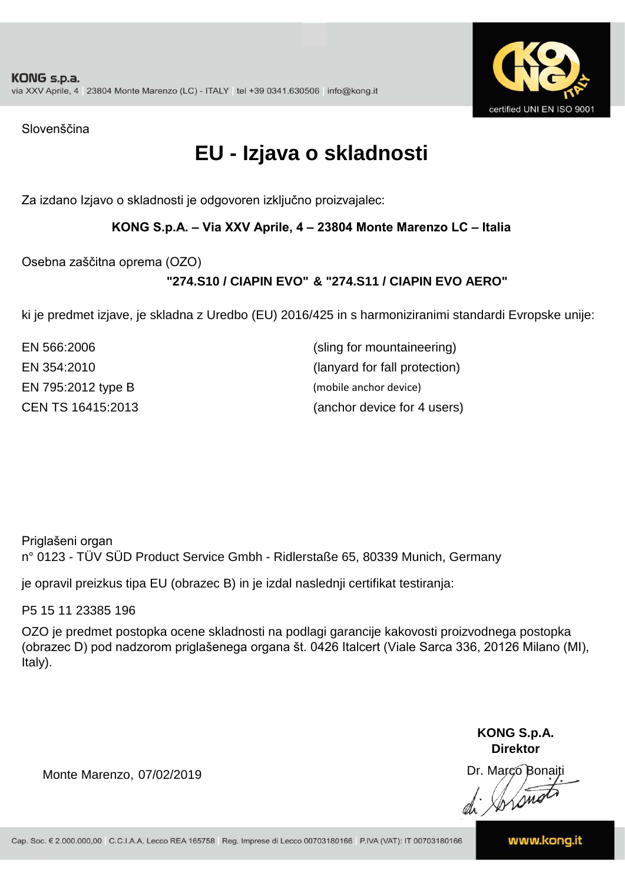KONG s.p.a.
via XXV Aprile, 4 | 23804 Monte Marenzo (LC) - ITALY | tel +39 0341.630506 | info@kong.it

certified UNI EN ISO 9001

Slovenščina

# EU - Izjava o skladnosti

Za izdano Izjavo o skladnosti je odgovoren izključno proizvajalec:

**KONG S.p.A. – Via XXV Aprile, 4 – 23804 Monte Marenzo LC – Italia**

Osebna zaščitna oprema (OZO)

**"274.S10 / CIAPIN EVO" & "274.S11 / CIAPIN EVO AERO"**

ki je predmet izjave, je skladna z Uredbo (EU) 2016/425 in s harmoniziranimi standardi Evropske unije:

| | |
|---|---|
| EN 566:2006 | (sling for mountaineering) |
| EN 354:2010 | (lanyard for fall protection) |
| EN 795:2012 type B | (mobile anchor device) |
| CEN TS 16415:2013 | (anchor device for 4 users) |

Priglašeni organ
n° 0123 - TÜV SÜD Product Service Gmbh - Ridlerstaße 65, 80339 Munich, Germany

je opravil preizkus tipa EU (obrazec B) in je izdal naslednji certifikat testiranja:

P5 15 11 23385 196

OZO je predmet postopka ocene skladnosti na podlagi garancije kakovosti proizvodnega postopka (obrazec D) pod nadzorom priglašenega organa št. 0426 Italcert (Viale Sarca 336, 20126 Milano (MI), Italy).

Monte Marenzo, 07/02/2019

**KONG S.p.A.**
**Direktor**
Dr. Marco Bonaiti

Cap. Soc. € 2.000.000,00 | C.C.I.A.A. Lecco REA 165758 | Reg. Imprese di Lecco 00703180166 | P.IVA (VAT): IT 00703180166

www.kong.it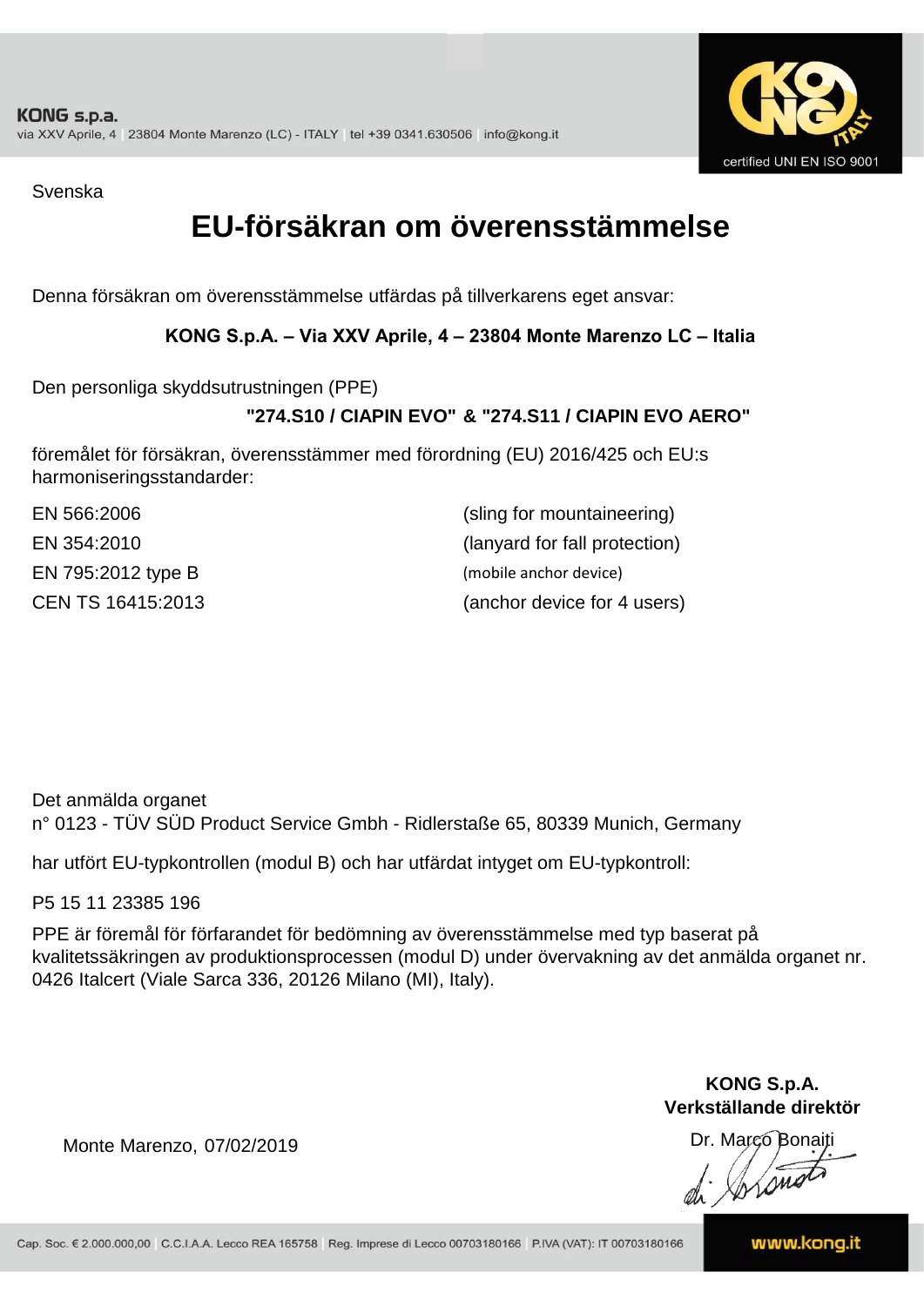Svenska

# EU-försäkran om överensstämmelse

Denna försäkran om överensstämmelse utfärdas på tillverkarens eget ansvar:

**KONG S.p.A. – Via XXV Aprile, 4 – 23804 Monte Marenzo LC – Italia**

Den personliga skyddsutrustningen (PPE)

**"274.S10 / CIAPIN EVO" & "274.S11 / CIAPIN EVO AERO"**

föremålet för försäkran, överensstämmer med förordning (EU) 2016/425 och EU:s harmoniseringsstandarder:

| | |
|---|---|
| EN 566:2006 | (sling for mountaineering) |
| EN 354:2010 | (lanyard for fall protection) |
| EN 795:2012 type B | (mobile anchor device) |
| CEN TS 16415:2013 | (anchor device for 4 users) |

Det anmälda organet
n° 0123 - TÜV SÜD Product Service Gmbh - Ridlerstaße 65, 80339 Munich, Germany

har utfört EU-typkontrollen (modul B) och har utfärdat intyget om EU-typkontroll:

P5 15 11 23385 196

PPE är föremål för förfarandet för bedömning av överensstämmelse med typ baserat på kvalitetssäkringen av produktionsprocessen (modul D) under övervakning av det anmälda organet nr. 0426 Italcert (Viale Sarca 336, 20126 Milano (MI), Italy).

Monte Marenzo, 07/02/2019

**KONG S.p.A.**
**Verkställande direktör**

Dr. Marco Bonaiti